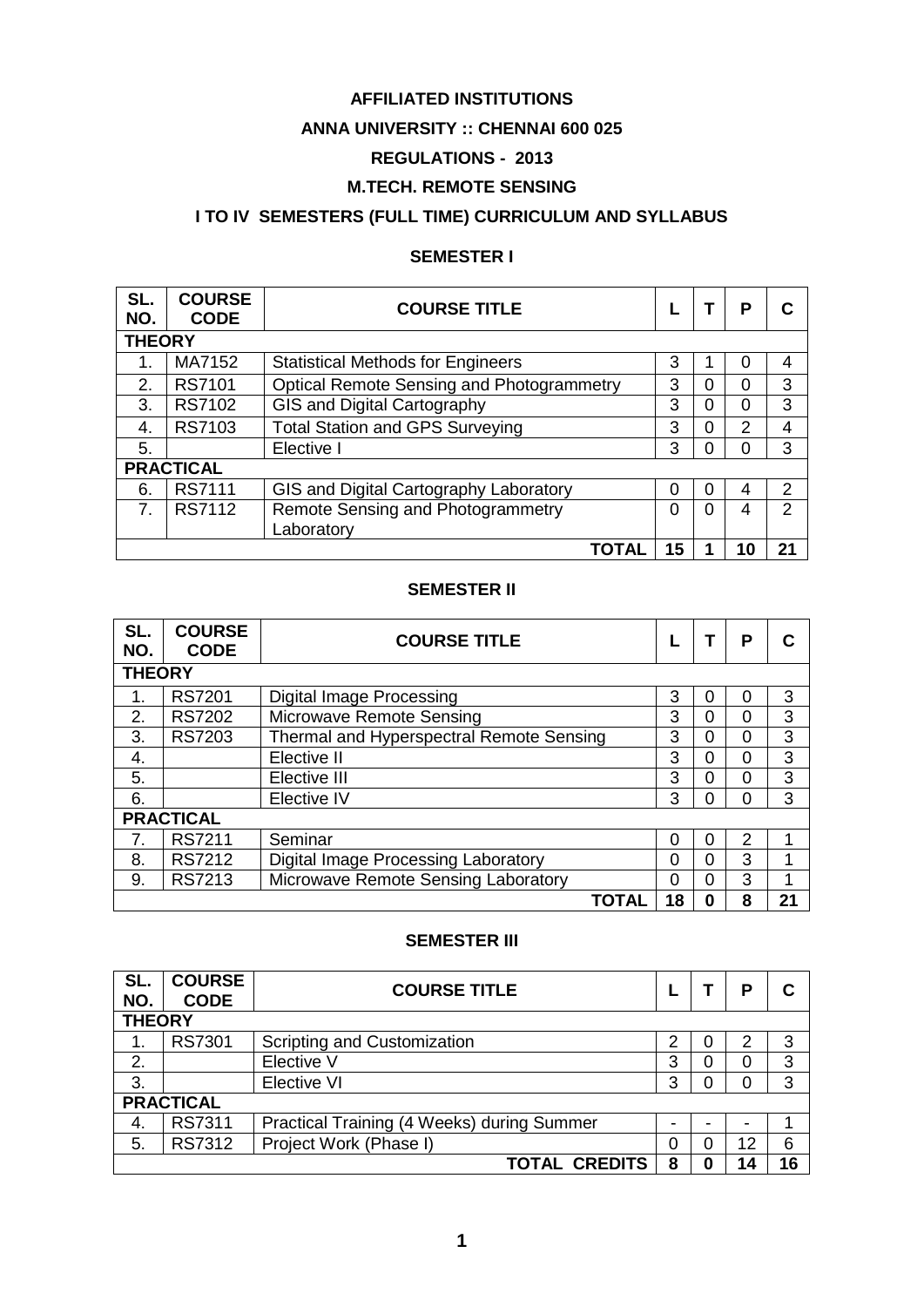**AFFILIATED INSTITUTIONS**

**ANNA UNIVERSITY :: CHENNAI 600 025**

**REGULATIONS - 2013**

**M.TECH. REMOTE SENSING**

**I TO IV SEMESTERS (FULL TIME) CURRICULUM AND SYLLABUS**

**SEMESTER I**

| SL. NO. | COURSE CODE | COURSE TITLE | L | T | P | C |
|---|---|---|---|---|---|---|
| **THEORY** | | | | | | |
| 1. | MA7152 | Statistical Methods for Engineers | 3 | 1 | 0 | 4 |
| 2. | RS7101 | Optical Remote Sensing and Photogrammetry | 3 | 0 | 0 | 3 |
| 3. | RS7102 | GIS and Digital Cartography | 3 | 0 | 0 | 3 |
| 4. | RS7103 | Total Station and GPS Surveying | 3 | 0 | 2 | 4 |
| 5. | | Elective I | 3 | 0 | 0 | 3 |
| **PRACTICAL** | | | | | | |
| 6. | RS7111 | GIS and Digital Cartography Laboratory | 0 | 0 | 4 | 2 |
| 7. | RS7112 | Remote Sensing and Photogrammetry Laboratory | 0 | 0 | 4 | 2 |
| | | **TOTAL** | **15** | **1** | **10** | **21** |

**SEMESTER II**

| SL. NO. | COURSE CODE | COURSE TITLE | L | T | P | C |
|---|---|---|---|---|---|---|
| **THEORY** | | | | | | |
| 1. | RS7201 | Digital Image Processing | 3 | 0 | 0 | 3 |
| 2. | RS7202 | Microwave Remote Sensing | 3 | 0 | 0 | 3 |
| 3. | RS7203 | Thermal and Hyperspectral Remote Sensing | 3 | 0 | 0 | 3 |
| 4. | | Elective II | 3 | 0 | 0 | 3 |
| 5. | | Elective III | 3 | 0 | 0 | 3 |
| 6. | | Elective IV | 3 | 0 | 0 | 3 |
| **PRACTICAL** | | | | | | |
| 7. | RS7211 | Seminar | 0 | 0 | 2 | 1 |
| 8. | RS7212 | Digital Image Processing Laboratory | 0 | 0 | 3 | 1 |
| 9. | RS7213 | Microwave Remote Sensing Laboratory | 0 | 0 | 3 | 1 |
| | | **TOTAL** | **18** | **0** | **8** | **21** |

**SEMESTER III**

| SL. NO. | COURSE CODE | COURSE TITLE | L | T | P | C |
|---|---|---|---|---|---|---|
| **THEORY** | | | | | | |
| 1. | RS7301 | Scripting and Customization | 2 | 0 | 2 | 3 |
| 2. | | Elective V | 3 | 0 | 0 | 3 |
| 3. | | Elective VI | 3 | 0 | 0 | 3 |
| **PRACTICAL** | | | | | | |
| 4. | RS7311 | Practical Training (4 Weeks) during Summer | - | - | - | 1 |
| 5. | RS7312 | Project Work (Phase I) | 0 | 0 | 12 | 6 |
| | | **TOTAL CREDITS** | **8** | **0** | **14** | **16** |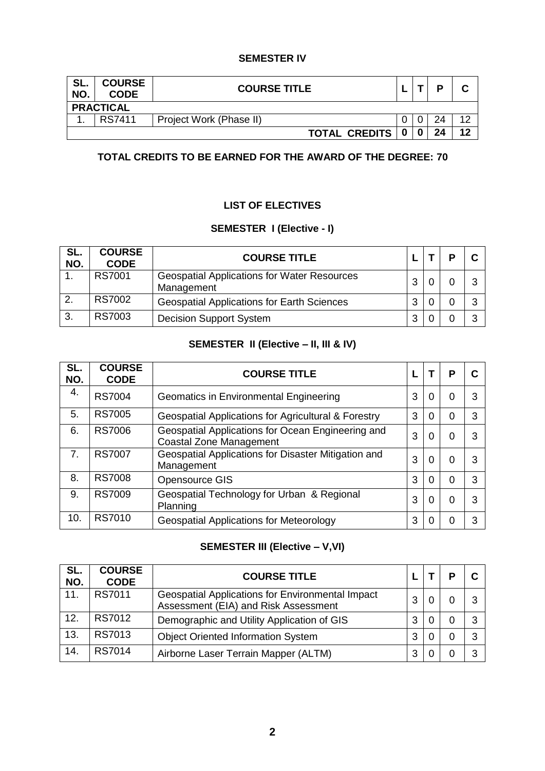## SEMESTER IV

| SL. NO. | COURSE CODE | COURSE TITLE | L | T | P | C |
|---|---|---|---|---|---|---|
| **PRACTICAL** | | | | | | |
| 1. | RS7411 | Project Work (Phase II) | 0 | 0 | 24 | 12 |
| | | **TOTAL CREDITS** | **0** | **0** | **24** | **12** |

**TOTAL CREDITS TO BE EARNED FOR THE AWARD OF THE DEGREE: 70**

## LIST OF ELECTIVES

### SEMESTER I (Elective - I)

| SL. NO. | COURSE CODE | COURSE TITLE | L | T | P | C |
|---|---|---|---|---|---|---|
| 1. | RS7001 | Geospatial Applications for Water Resources Management | 3 | 0 | 0 | 3 |
| 2. | RS7002 | Geospatial Applications for Earth Sciences | 3 | 0 | 0 | 3 |
| 3. | RS7003 | Decision Support System | 3 | 0 | 0 | 3 |

### SEMESTER II (Elective – II, III & IV)

| SL. NO. | COURSE CODE | COURSE TITLE | L | T | P | C |
|---|---|---|---|---|---|---|
| 4. | RS7004 | Geomatics in Environmental Engineering | 3 | 0 | 0 | 3 |
| 5. | RS7005 | Geospatial Applications for Agricultural & Forestry | 3 | 0 | 0 | 3 |
| 6. | RS7006 | Geospatial Applications for Ocean Engineering and Coastal Zone Management | 3 | 0 | 0 | 3 |
| 7. | RS7007 | Geospatial Applications for Disaster Mitigation and Management | 3 | 0 | 0 | 3 |
| 8. | RS7008 | Opensource GIS | 3 | 0 | 0 | 3 |
| 9. | RS7009 | Geospatial Technology for Urban & Regional Planning | 3 | 0 | 0 | 3 |
| 10. | RS7010 | Geospatial Applications for Meteorology | 3 | 0 | 0 | 3 |

### SEMESTER III (Elective – V,VI)

| SL. NO. | COURSE CODE | COURSE TITLE | L | T | P | C |
|---|---|---|---|---|---|---|
| 11. | RS7011 | Geospatial Applications for Environmental Impact Assessment (EIA) and Risk Assessment | 3 | 0 | 0 | 3 |
| 12. | RS7012 | Demographic and Utility Application of GIS | 3 | 0 | 0 | 3 |
| 13. | RS7013 | Object Oriented Information System | 3 | 0 | 0 | 3 |
| 14. | RS7014 | Airborne Laser Terrain Mapper (ALTM) | 3 | 0 | 0 | 3 |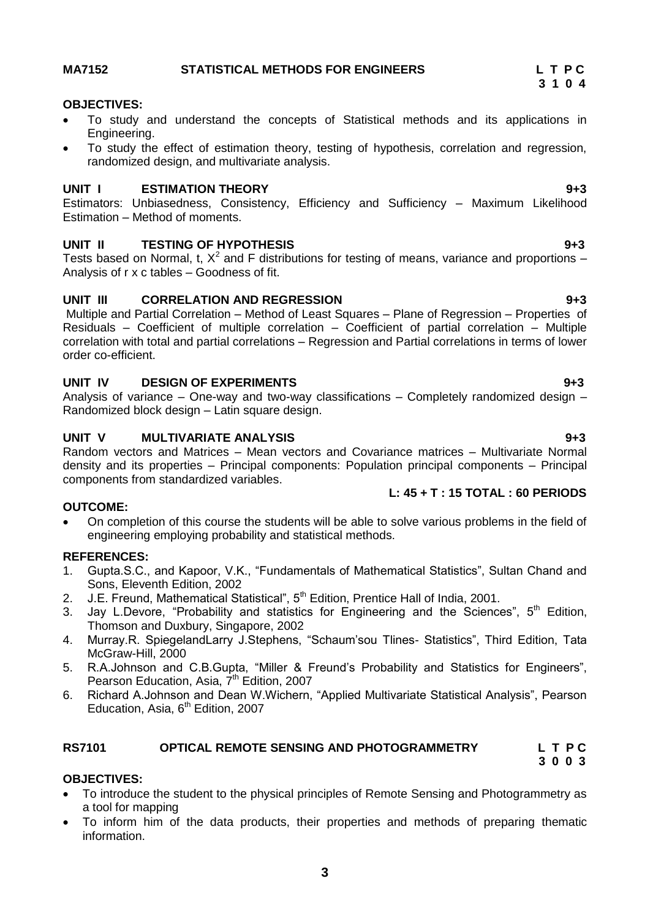**MA7152 STATISTICAL METHODS FOR ENGINEERS** **L T P C**
**3 1 0 4**

**OBJECTIVES:**

- To study and understand the concepts of Statistical methods and its applications in Engineering.
- To study the effect of estimation theory, testing of hypothesis, correlation and regression, randomized design, and multivariate analysis.

**UNIT I ESTIMATION THEORY 9+3**

Estimators: Unbiasedness, Consistency, Efficiency and Sufficiency – Maximum Likelihood Estimation – Method of moments.

**UNIT II TESTING OF HYPOTHESIS 9+3**

Tests based on Normal, t, $X^2$ and F distributions for testing of means, variance and proportions – Analysis of r x c tables – Goodness of fit.

**UNIT III CORRELATION AND REGRESSION 9+3**

Multiple and Partial Correlation – Method of Least Squares – Plane of Regression – Properties of Residuals – Coefficient of multiple correlation – Coefficient of partial correlation – Multiple correlation with total and partial correlations – Regression and Partial correlations in terms of lower order co-efficient.

**UNIT IV DESIGN OF EXPERIMENTS 9+3**

Analysis of variance – One-way and two-way classifications – Completely randomized design – Randomized block design – Latin square design.

**UNIT V MULTIVARIATE ANALYSIS 9+3**

Random vectors and Matrices – Mean vectors and Covariance matrices – Multivariate Normal density and its properties – Principal components: Population principal components – Principal components from standardized variables.

**L: 45 + T : 15 TOTAL : 60 PERIODS**

**OUTCOME:**

- On completion of this course the students will be able to solve various problems in the field of engineering employing probability and statistical methods.

**REFERENCES:**

1. Gupta.S.C., and Kapoor, V.K., “Fundamentals of Mathematical Statistics”, Sultan Chand and Sons, Eleventh Edition, 2002
2. J.E. Freund, Mathematical Statistical”, 5th Edition, Prentice Hall of India, 2001.
3. Jay L.Devore, “Probability and statistics for Engineering and the Sciences”, 5th Edition, Thomson and Duxbury, Singapore, 2002
4. Murray.R. SpiegelandLarry J.Stephens, “Schaum’sou Tlines- Statistics”, Third Edition, Tata McGraw-Hill, 2000
5. R.A.Johnson and C.B.Gupta, “Miller & Freund’s Probability and Statistics for Engineers”, Pearson Education, Asia, 7th Edition, 2007
6. Richard A.Johnson and Dean W.Wichern, “Applied Multivariate Statistical Analysis”, Pearson Education, Asia, 6th Edition, 2007

**RS7101 OPTICAL REMOTE SENSING AND PHOTOGRAMMETRY** **L T P C**
**3 0 0 3**

**OBJECTIVES:**

- To introduce the student to the physical principles of Remote Sensing and Photogrammetry as a tool for mapping
- To inform him of the data products, their properties and methods of preparing thematic information.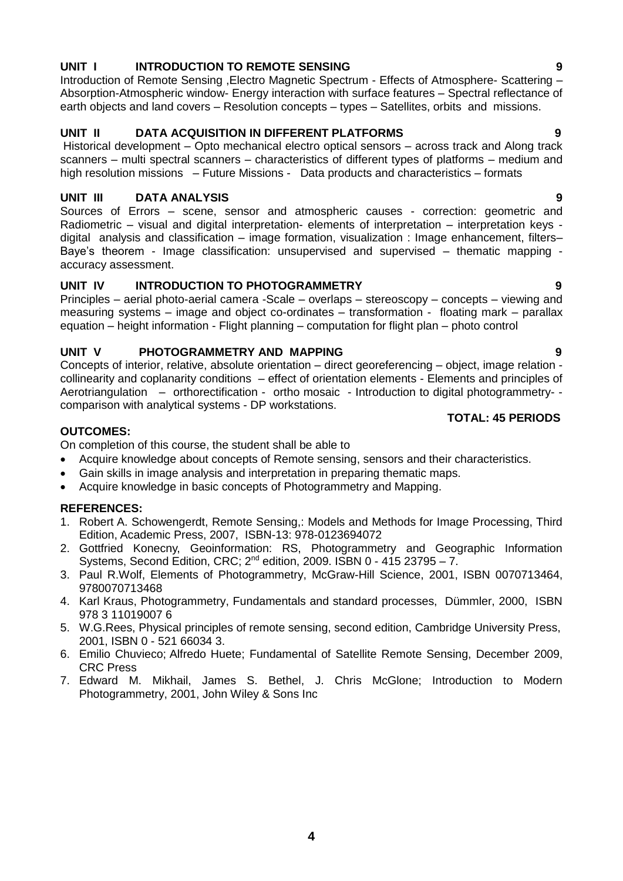**UNIT I INTRODUCTION TO REMOTE SENSING 9**

Introduction of Remote Sensing ,Electro Magnetic Spectrum - Effects of Atmosphere- Scattering – Absorption-Atmospheric window- Energy interaction with surface features – Spectral reflectance of earth objects and land covers – Resolution concepts – types – Satellites, orbits and missions.

**UNIT II DATA ACQUISITION IN DIFFERENT PLATFORMS 9**

Historical development – Opto mechanical electro optical sensors – across track and Along track scanners – multi spectral scanners – characteristics of different types of platforms – medium and high resolution missions – Future Missions - Data products and characteristics – formats

**UNIT III DATA ANALYSIS 9**

Sources of Errors – scene, sensor and atmospheric causes - correction: geometric and Radiometric – visual and digital interpretation- elements of interpretation – interpretation keys - digital analysis and classification – image formation, visualization : Image enhancement, filters– Baye's theorem - Image classification: unsupervised and supervised – thematic mapping - accuracy assessment.

**UNIT IV INTRODUCTION TO PHOTOGRAMMETRY 9**

Principles – aerial photo-aerial camera -Scale – overlaps – stereoscopy – concepts – viewing and measuring systems – image and object co-ordinates – transformation - floating mark – parallax equation – height information - Flight planning – computation for flight plan – photo control

**UNIT V PHOTOGRAMMETRY AND MAPPING 9**

Concepts of interior, relative, absolute orientation – direct georeferencing – object, image relation - collinearity and coplanarity conditions – effect of orientation elements - Elements and principles of Aerotriangulation – orthorectification - ortho mosaic - Introduction to digital photogrammetry- - comparison with analytical systems - DP workstations.

**TOTAL: 45 PERIODS**

**OUTCOMES:**

On completion of this course, the student shall be able to

- Acquire knowledge about concepts of Remote sensing, sensors and their characteristics.
- Gain skills in image analysis and interpretation in preparing thematic maps.
- Acquire knowledge in basic concepts of Photogrammetry and Mapping.

**REFERENCES:**

1. Robert A. Schowengerdt, Remote Sensing,: Models and Methods for Image Processing, Third Edition, Academic Press, 2007, ISBN-13: 978-0123694072
2. Gottfried Konecny, Geoinformation: RS, Photogrammetry and Geographic Information Systems, Second Edition, CRC; 2nd edition, 2009. ISBN 0 - 415 23795 – 7.
3. Paul R.Wolf, Elements of Photogrammetry, McGraw-Hill Science, 2001, ISBN 0070713464, 9780070713468
4. Karl Kraus, Photogrammetry, Fundamentals and standard processes, Dümmler, 2000, ISBN 978 3 11019007 6
5. W.G.Rees, Physical principles of remote sensing, second edition, Cambridge University Press, 2001, ISBN 0 - 521 66034 3.
6. Emilio Chuvieco; Alfredo Huete; Fundamental of Satellite Remote Sensing, December 2009, CRC Press
7. Edward M. Mikhail, James S. Bethel, J. Chris McGlone; Introduction to Modern Photogrammetry, 2001, John Wiley & Sons Inc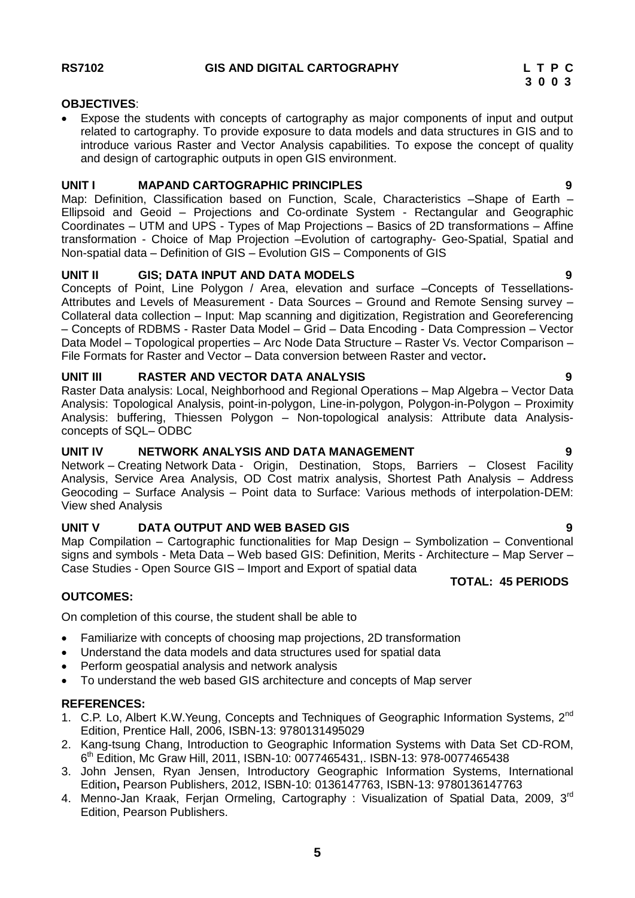**RS7102 GIS AND DIGITAL CARTOGRAPHY L T P C**
**3 0 0 3**

**OBJECTIVES**:

- Expose the students with concepts of cartography as major components of input and output related to cartography. To provide exposure to data models and data structures in GIS and to introduce various Raster and Vector Analysis capabilities. To expose the concept of quality and design of cartographic outputs in open GIS environment.

**UNIT I MAPAND CARTOGRAPHIC PRINCIPLES 9**

Map: Definition, Classification based on Function, Scale, Characteristics –Shape of Earth – Ellipsoid and Geoid – Projections and Co-ordinate System - Rectangular and Geographic Coordinates – UTM and UPS - Types of Map Projections – Basics of 2D transformations – Affine transformation - Choice of Map Projection –Evolution of cartography- Geo-Spatial, Spatial and Non-spatial data – Definition of GIS – Evolution GIS – Components of GIS

**UNIT II GIS; DATA INPUT AND DATA MODELS 9**

Concepts of Point, Line Polygon / Area, elevation and surface –Concepts of Tessellations- Attributes and Levels of Measurement - Data Sources – Ground and Remote Sensing survey – Collateral data collection – Input: Map scanning and digitization, Registration and Georeferencing – Concepts of RDBMS - Raster Data Model – Grid – Data Encoding - Data Compression – Vector Data Model – Topological properties – Arc Node Data Structure – Raster Vs. Vector Comparison – File Formats for Raster and Vector – Data conversion between Raster and vector**.**

**UNIT III RASTER AND VECTOR DATA ANALYSIS 9**

Raster Data analysis: Local, Neighborhood and Regional Operations – Map Algebra – Vector Data Analysis: Topological Analysis, point-in-polygon, Line-in-polygon, Polygon-in-Polygon – Proximity Analysis: buffering, Thiessen Polygon – Non-topological analysis: Attribute data Analysis- concepts of SQL– ODBC

**UNIT IV NETWORK ANALYSIS AND DATA MANAGEMENT 9**

Network – Creating Network Data - Origin, Destination, Stops, Barriers – Closest Facility Analysis, Service Area Analysis, OD Cost matrix analysis, Shortest Path Analysis – Address Geocoding – Surface Analysis – Point data to Surface: Various methods of interpolation-DEM: View shed Analysis

**UNIT V DATA OUTPUT AND WEB BASED GIS 9**

Map Compilation – Cartographic functionalities for Map Design – Symbolization – Conventional signs and symbols - Meta Data – Web based GIS: Definition, Merits - Architecture – Map Server – Case Studies - Open Source GIS – Import and Export of spatial data

**TOTAL: 45 PERIODS**

**OUTCOMES:**

On completion of this course, the student shall be able to

- Familiarize with concepts of choosing map projections, 2D transformation
- Understand the data models and data structures used for spatial data
- Perform geospatial analysis and network analysis
- To understand the web based GIS architecture and concepts of Map server

**REFERENCES:**

1. C.P. Lo, Albert K.W.Yeung, Concepts and Techniques of Geographic Information Systems, 2nd Edition, Prentice Hall, 2006, ISBN-13: 9780131495029
2. Kang-tsung Chang, Introduction to Geographic Information Systems with Data Set CD-ROM, 6th Edition, Mc Graw Hill, 2011, ISBN-10: 0077465431,. ISBN-13: 978-0077465438
3. John Jensen, Ryan Jensen, Introductory Geographic Information Systems, International Edition**,** Pearson Publishers, 2012, ISBN-10: 0136147763, ISBN-13: 9780136147763
4. Menno-Jan Kraak, Ferjan Ormeling, Cartography : Visualization of Spatial Data, 2009, 3rd Edition, Pearson Publishers.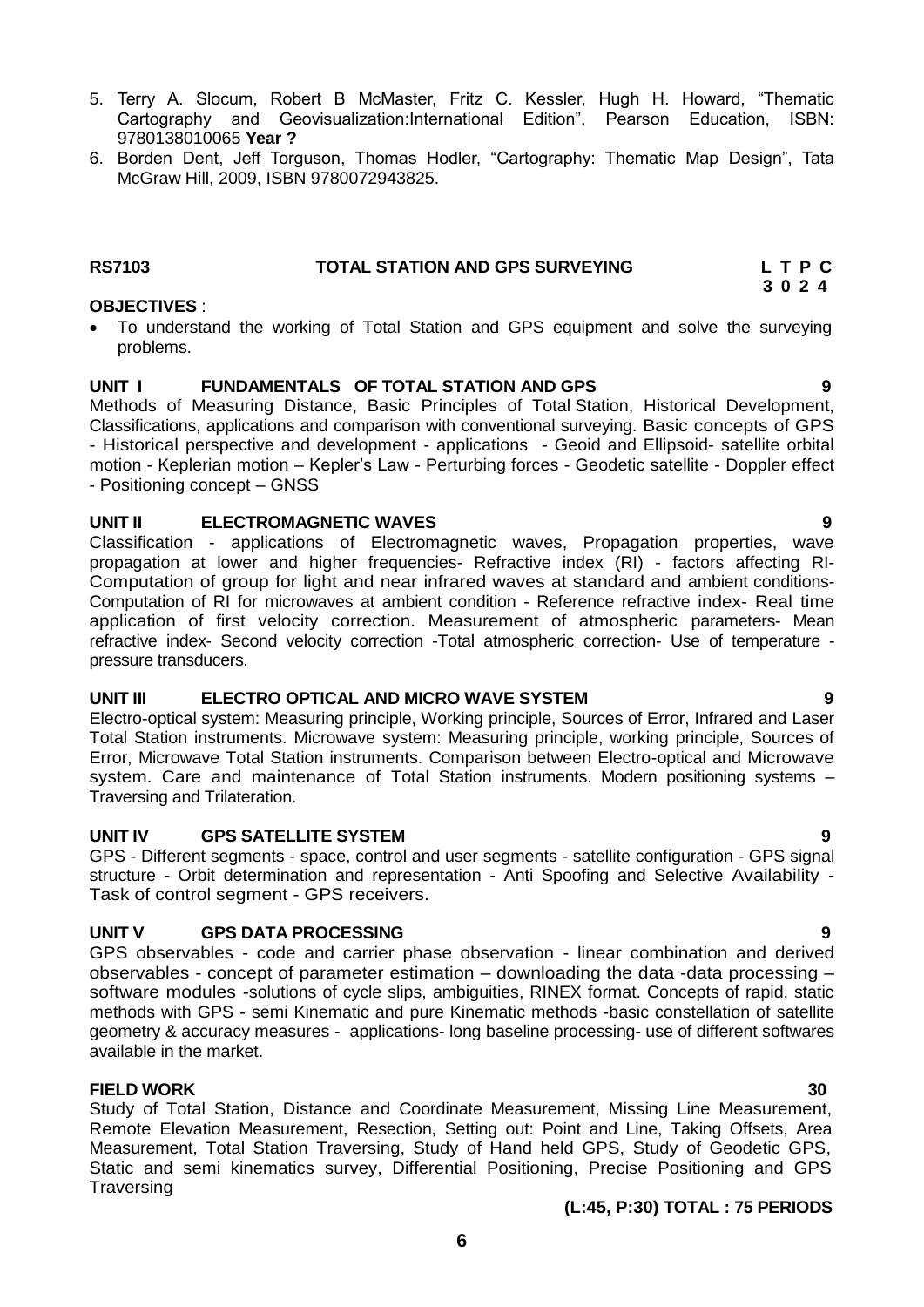5. Terry A. Slocum, Robert B McMaster, Fritz C. Kessler, Hugh H. Howard, "Thematic Cartography and Geovisualization:International Edition", Pearson Education, ISBN: 9780138010065 **Year ?**
6. Borden Dent, Jeff Torguson, Thomas Hodler, "Cartography: Thematic Map Design", Tata McGraw Hill, 2009, ISBN 9780072943825.

## RS7103 TOTAL STATION AND GPS SURVEYING

**L T P C**
**3 0 2 4**

**OBJECTIVES** :

- To understand the working of Total Station and GPS equipment and solve the surveying problems.

**UNIT I FUNDAMENTALS OF TOTAL STATION AND GPS 9**

Methods of Measuring Distance, Basic Principles of Total Station, Historical Development, Classifications, applications and comparison with conventional surveying. Basic concepts of GPS - Historical perspective and development - applications - Geoid and Ellipsoid- satellite orbital motion - Keplerian motion – Kepler's Law - Perturbing forces - Geodetic satellite - Doppler effect - Positioning concept – GNSS

**UNIT II ELECTROMAGNETIC WAVES 9**

Classification - applications of Electromagnetic waves, Propagation properties, wave propagation at lower and higher frequencies- Refractive index (RI) - factors affecting RI-Computation of group for light and near infrared waves at standard and ambient conditions-Computation of RI for microwaves at ambient condition - Reference refractive index- Real time application of first velocity correction. Measurement of atmospheric parameters- Mean refractive index- Second velocity correction -Total atmospheric correction- Use of temperature - pressure transducers.

**UNIT III ELECTRO OPTICAL AND MICRO WAVE SYSTEM 9**

Electro-optical system: Measuring principle, Working principle, Sources of Error, Infrared and Laser Total Station instruments. Microwave system: Measuring principle, working principle, Sources of Error, Microwave Total Station instruments. Comparison between Electro-optical and Microwave system. Care and maintenance of Total Station instruments. Modern positioning systems – Traversing and Trilateration.

**UNIT IV GPS SATELLITE SYSTEM 9**

GPS - Different segments - space, control and user segments - satellite configuration - GPS signal structure - Orbit determination and representation - Anti Spoofing and Selective Availability - Task of control segment - GPS receivers.

**UNIT V GPS DATA PROCESSING 9**

GPS observables - code and carrier phase observation - linear combination and derived observables - concept of parameter estimation – downloading the data -data processing – software modules -solutions of cycle slips, ambiguities, RINEX format. Concepts of rapid, static methods with GPS - semi Kinematic and pure Kinematic methods -basic constellation of satellite geometry & accuracy measures - applications- long baseline processing- use of different softwares available in the market.

**FIELD WORK 30**

Study of Total Station, Distance and Coordinate Measurement, Missing Line Measurement, Remote Elevation Measurement, Resection, Setting out: Point and Line, Taking Offsets, Area Measurement, Total Station Traversing, Study of Hand held GPS, Study of Geodetic GPS, Static and semi kinematics survey, Differential Positioning, Precise Positioning and GPS Traversing

**(L:45, P:30) TOTAL : 75 PERIODS**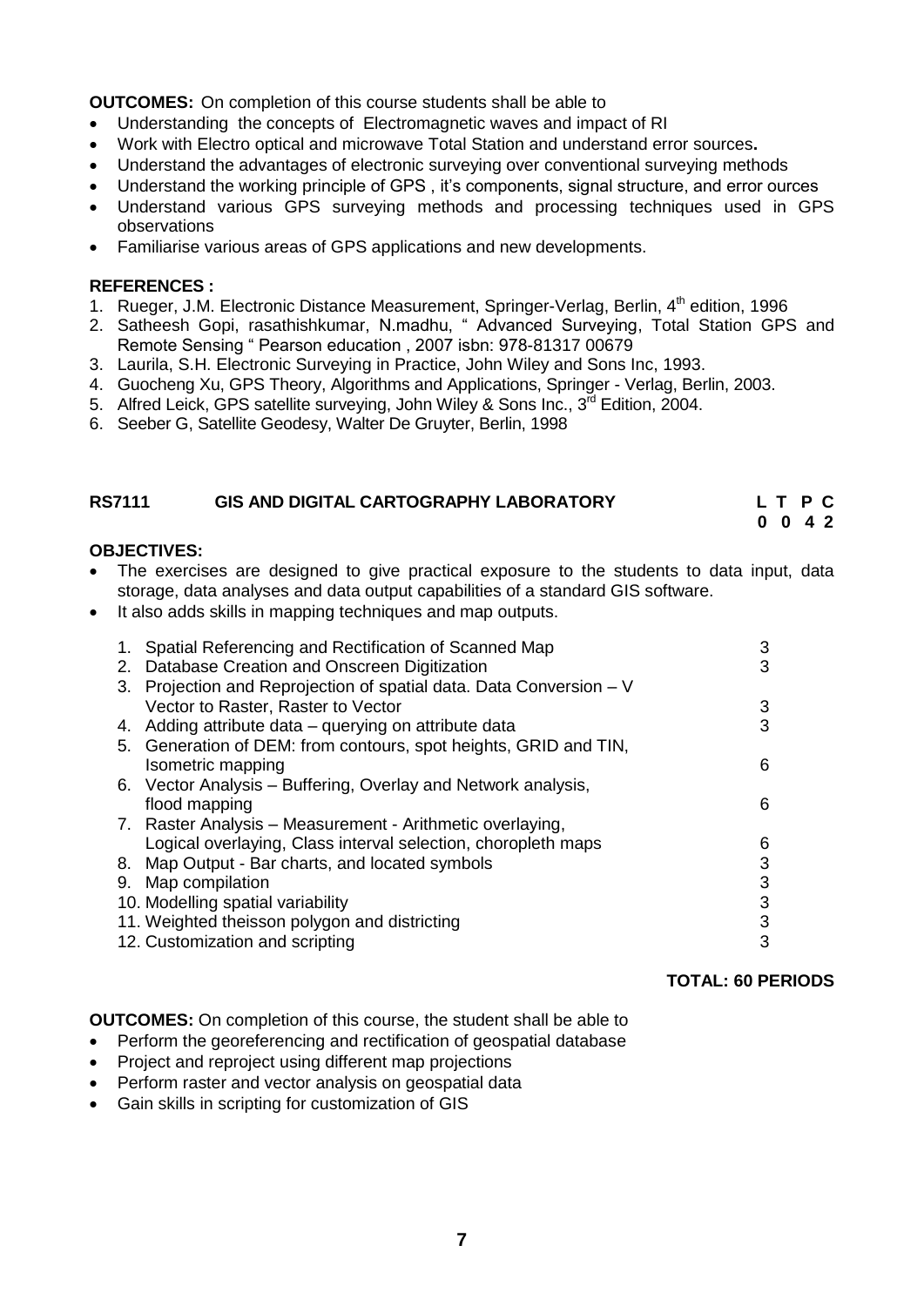**OUTCOMES:** On completion of this course students shall be able to

- Understanding the concepts of Electromagnetic waves and impact of RI
- Work with Electro optical and microwave Total Station and understand error sources**.**
- Understand the advantages of electronic surveying over conventional surveying methods
- Understand the working principle of GPS , it's components, signal structure, and error ources
- Understand various GPS surveying methods and processing techniques used in GPS observations
- Familiarise various areas of GPS applications and new developments.

**REFERENCES :**

1. Rueger, J.M. Electronic Distance Measurement, Springer-Verlag, Berlin, 4th edition, 1996
2. Satheesh Gopi, rasathishkumar, N.madhu, " Advanced Surveying, Total Station GPS and Remote Sensing " Pearson education , 2007 isbn: 978-81317 00679
3. Laurila, S.H. Electronic Surveying in Practice, John Wiley and Sons Inc, 1993.
4. Guocheng Xu, GPS Theory, Algorithms and Applications, Springer - Verlag, Berlin, 2003.
5. Alfred Leick, GPS satellite surveying, John Wiley & Sons Inc., 3rd Edition, 2004.
6. Seeber G, Satellite Geodesy, Walter De Gruyter, Berlin, 1998

## RS7111 GIS AND DIGITAL CARTOGRAPHY LABORATORY

| L | T | P | C |
|---|---|---|---|
| 0 | 0 | 4 | 2 |

**OBJECTIVES:**

- The exercises are designed to give practical exposure to the students to data input, data storage, data analyses and data output capabilities of a standard GIS software.
- It also adds skills in mapping techniques and map outputs.

| | | |
|---|---|---|
| 1. | Spatial Referencing and Rectification of Scanned Map | 3 |
| 2. | Database Creation and Onscreen Digitization | 3 |
| 3. | Projection and Reprojection of spatial data. Data Conversion – V Vector to Raster, Raster to Vector | 3 |
| 4. | Adding attribute data – querying on attribute data | 3 |
| 5. | Generation of DEM: from contours, spot heights, GRID and TIN, Isometric mapping | 6 |
| 6. | Vector Analysis – Buffering, Overlay and Network analysis, flood mapping | 6 |
| 7. | Raster Analysis – Measurement - Arithmetic overlaying, Logical overlaying, Class interval selection, choropleth maps | 6 |
| 8. | Map Output - Bar charts, and located symbols | 3 |
| 9. | Map compilation | 3 |
| 10. | Modelling spatial variability | 3 |
| 11. | Weighted theisson polygon and districting | 3 |
| 12. | Customization and scripting | 3 |

**TOTAL: 60 PERIODS**

**OUTCOMES:** On completion of this course, the student shall be able to

- Perform the georeferencing and rectification of geospatial database
- Project and reproject using different map projections
- Perform raster and vector analysis on geospatial data
- Gain skills in scripting for customization of GIS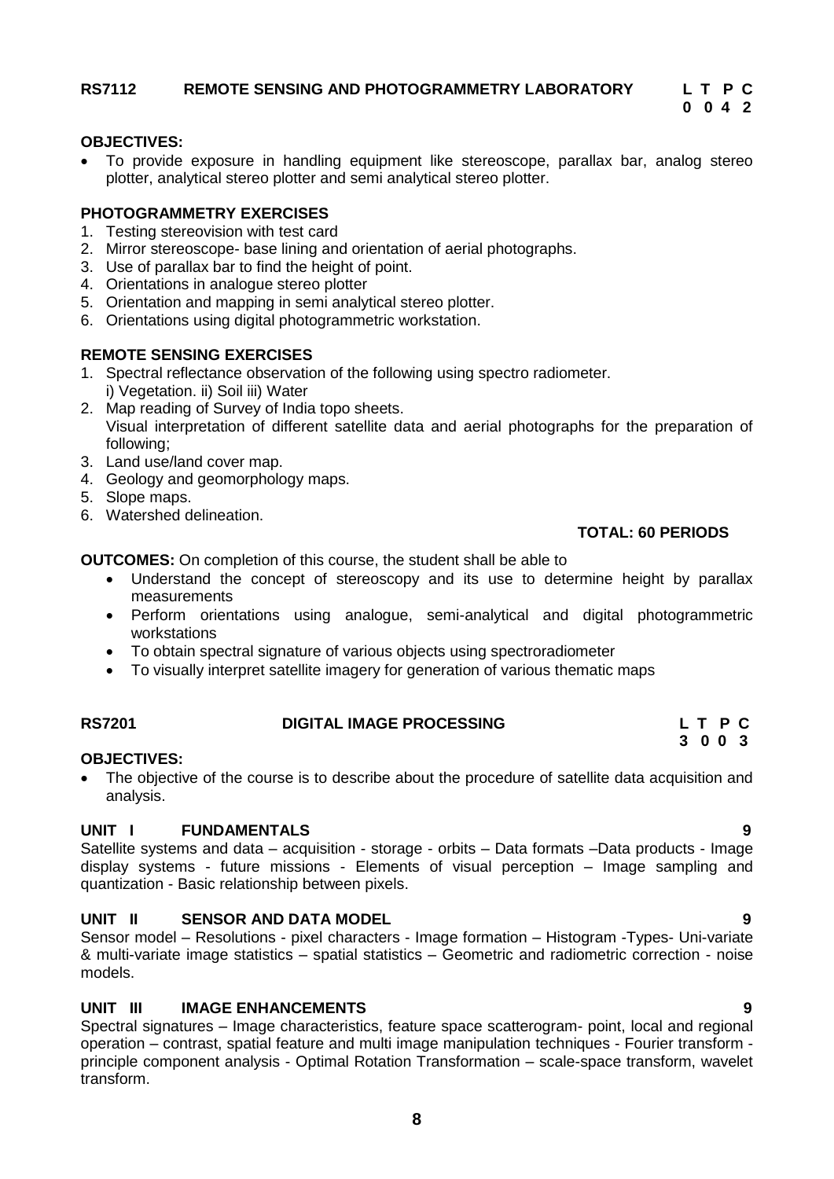## RS7112 REMOTE SENSING AND PHOTOGRAMMETRY LABORATORY

| L | T | P | C |
|---|---|---|---|
| 0 | 0 | 4 | 2 |

**OBJECTIVES:**

- To provide exposure in handling equipment like stereoscope, parallax bar, analog stereo plotter, analytical stereo plotter and semi analytical stereo plotter.

**PHOTOGRAMMETRY EXERCISES**

1. Testing stereovision with test card
2. Mirror stereoscope- base lining and orientation of aerial photographs.
3. Use of parallax bar to find the height of point.
4. Orientations in analogue stereo plotter
5. Orientation and mapping in semi analytical stereo plotter.
6. Orientations using digital photogrammetric workstation.

**REMOTE SENSING EXERCISES**

1. Spectral reflectance observation of the following using spectro radiometer.
   i) Vegetation. ii) Soil iii) Water
2. Map reading of Survey of India topo sheets.
   Visual interpretation of different satellite data and aerial photographs for the preparation of following;
3. Land use/land cover map.
4. Geology and geomorphology maps.
5. Slope maps.
6. Watershed delineation.

**TOTAL: 60 PERIODS**

**OUTCOMES:** On completion of this course, the student shall be able to

- Understand the concept of stereoscopy and its use to determine height by parallax measurements
- Perform orientations using analogue, semi-analytical and digital photogrammetric workstations
- To obtain spectral signature of various objects using spectroradiometer
- To visually interpret satellite imagery for generation of various thematic maps

## RS7201 DIGITAL IMAGE PROCESSING

| L | T | P | C |
|---|---|---|---|
| 3 | 0 | 0 | 3 |

**OBJECTIVES:**

- The objective of the course is to describe about the procedure of satellite data acquisition and analysis.

**UNIT I FUNDAMENTALS 9**

Satellite systems and data – acquisition - storage - orbits – Data formats –Data products - Image display systems - future missions - Elements of visual perception – Image sampling and quantization - Basic relationship between pixels.

**UNIT II SENSOR AND DATA MODEL 9**

Sensor model – Resolutions - pixel characters - Image formation – Histogram -Types- Uni-variate & multi-variate image statistics – spatial statistics – Geometric and radiometric correction - noise models.

**UNIT III IMAGE ENHANCEMENTS 9**

Spectral signatures – Image characteristics, feature space scatterogram- point, local and regional operation – contrast, spatial feature and multi image manipulation techniques - Fourier transform - principle component analysis - Optimal Rotation Transformation – scale-space transform, wavelet transform.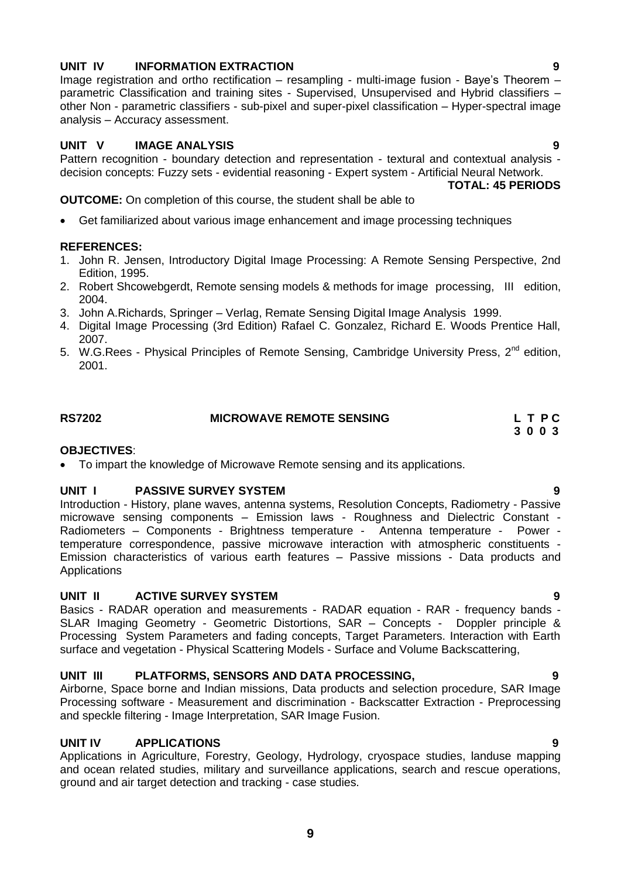## UNIT IV INFORMATION EXTRACTION 9

Image registration and ortho rectification – resampling - multi-image fusion - Baye's Theorem – parametric Classification and training sites - Supervised, Unsupervised and Hybrid classifiers – other Non - parametric classifiers - sub-pixel and super-pixel classification – Hyper-spectral image analysis – Accuracy assessment.

## UNIT V IMAGE ANALYSIS 9

Pattern recognition - boundary detection and representation - textural and contextual analysis - decision concepts: Fuzzy sets - evidential reasoning - Expert system - Artificial Neural Network.

**TOTAL: 45 PERIODS**

**OUTCOME:** On completion of this course, the student shall be able to

- Get familiarized about various image enhancement and image processing techniques

**REFERENCES:**

1. John R. Jensen, Introductory Digital Image Processing: A Remote Sensing Perspective, 2nd Edition, 1995.
2. Robert Shcowebgerdt, Remote sensing models & methods for image processing, III edition, 2004.
3. John A.Richards, Springer – Verlag, Remate Sensing Digital Image Analysis 1999.
4. Digital Image Processing (3rd Edition) Rafael C. Gonzalez, Richard E. Woods Prentice Hall, 2007.
5. W.G.Rees - Physical Principles of Remote Sensing, Cambridge University Press, 2nd edition, 2001.

## RS7202 MICROWAVE REMOTE SENSING

**L T P C**
**3 0 0 3**

**OBJECTIVES**:

- To impart the knowledge of Microwave Remote sensing and its applications.

## UNIT I PASSIVE SURVEY SYSTEM 9

Introduction - History, plane waves, antenna systems, Resolution Concepts, Radiometry - Passive microwave sensing components – Emission laws - Roughness and Dielectric Constant - Radiometers – Components - Brightness temperature - Antenna temperature - Power - temperature correspondence, passive microwave interaction with atmospheric constituents - Emission characteristics of various earth features – Passive missions - Data products and Applications

## UNIT II ACTIVE SURVEY SYSTEM 9

Basics - RADAR operation and measurements - RADAR equation - RAR - frequency bands - SLAR Imaging Geometry - Geometric Distortions, SAR – Concepts - Doppler principle & Processing System Parameters and fading concepts, Target Parameters. Interaction with Earth surface and vegetation - Physical Scattering Models - Surface and Volume Backscattering,

## UNIT III PLATFORMS, SENSORS AND DATA PROCESSING, 9

Airborne, Space borne and Indian missions, Data products and selection procedure, SAR Image Processing software - Measurement and discrimination - Backscatter Extraction - Preprocessing and speckle filtering - Image Interpretation, SAR Image Fusion.

## UNIT IV APPLICATIONS 9

Applications in Agriculture, Forestry, Geology, Hydrology, cryospace studies, landuse mapping and ocean related studies, military and surveillance applications, search and rescue operations, ground and air target detection and tracking - case studies.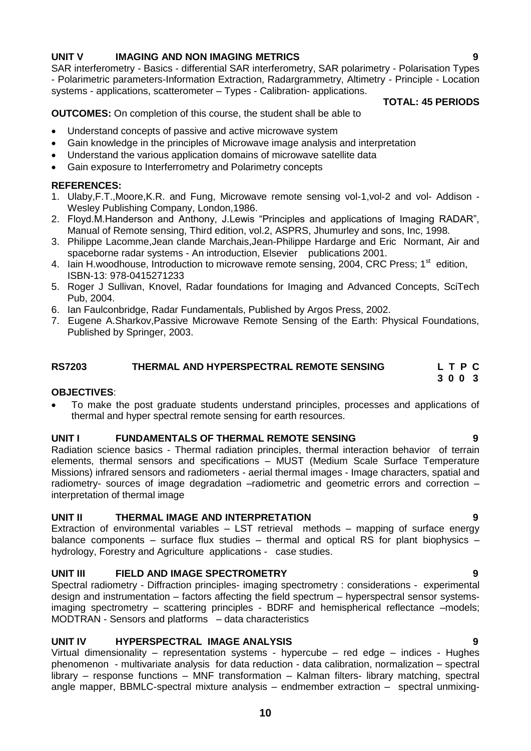**UNIT V IMAGING AND NON IMAGING METRICS 9**

SAR interferometry - Basics - differential SAR interferometry, SAR polarimetry - Polarisation Types - Polarimetric parameters-Information Extraction, Radargrammetry, Altimetry - Principle - Location systems - applications, scatterometer – Types - Calibration- applications.

**TOTAL: 45 PERIODS**

**OUTCOMES:** On completion of this course, the student shall be able to

- Understand concepts of passive and active microwave system
- Gain knowledge in the principles of Microwave image analysis and interpretation
- Understand the various application domains of microwave satellite data
- Gain exposure to Interferrometry and Polarimetry concepts

**REFERENCES:**

1. Ulaby,F.T.,Moore,K.R. and Fung, Microwave remote sensing vol-1,vol-2 and vol- Addison - Wesley Publishing Company, London,1986.
2. Floyd.M.Handerson and Anthony, J.Lewis "Principles and applications of Imaging RADAR", Manual of Remote sensing, Third edition, vol.2, ASPRS, Jhumurley and sons, Inc, 1998.
3. Philippe Lacomme,Jean clande Marchais,Jean-Philippe Hardarge and Eric Normant, Air and spaceborne radar systems - An introduction, Elsevier publications 2001.
4. Iain H.woodhouse, Introduction to microwave remote sensing, 2004, CRC Press; 1st edition, ISBN-13: 978-0415271233
5. Roger J Sullivan, Knovel, Radar foundations for Imaging and Advanced Concepts, SciTech Pub, 2004.
6. Ian Faulconbridge, Radar Fundamentals, Published by Argos Press, 2002.
7. Eugene A.Sharkov,Passive Microwave Remote Sensing of the Earth: Physical Foundations, Published by Springer, 2003.

## RS7203 THERMAL AND HYPERSPECTRAL REMOTE SENSING

**L T P C**
**3 0 0 3**

**OBJECTIVES**:

- To make the post graduate students understand principles, processes and applications of thermal and hyper spectral remote sensing for earth resources.

**UNIT I FUNDAMENTALS OF THERMAL REMOTE SENSING 9**

Radiation science basics - Thermal radiation principles, thermal interaction behavior of terrain elements, thermal sensors and specifications – MUST (Medium Scale Surface Temperature Missions) infrared sensors and radiometers - aerial thermal images - Image characters, spatial and radiometry- sources of image degradation –radiometric and geometric errors and correction – interpretation of thermal image

**UNIT II THERMAL IMAGE AND INTERPRETATION 9**

Extraction of environmental variables – LST retrieval methods – mapping of surface energy balance components – surface flux studies – thermal and optical RS for plant biophysics – hydrology, Forestry and Agriculture applications - case studies.

**UNIT III FIELD AND IMAGE SPECTROMETRY 9**

Spectral radiometry - Diffraction principles- imaging spectrometry : considerations - experimental design and instrumentation – factors affecting the field spectrum – hyperspectral sensor systems- imaging spectrometry – scattering principles - BDRF and hemispherical reflectance –models; MODTRAN - Sensors and platforms – data characteristics

**UNIT IV HYPERSPECTRAL IMAGE ANALYSIS 9**

Virtual dimensionality – representation systems - hypercube – red edge – indices - Hughes phenomenon - multivariate analysis for data reduction - data calibration, normalization – spectral library – response functions – MNF transformation – Kalman filters- library matching, spectral angle mapper, BBMLC-spectral mixture analysis – endmember extraction – spectral unmixing-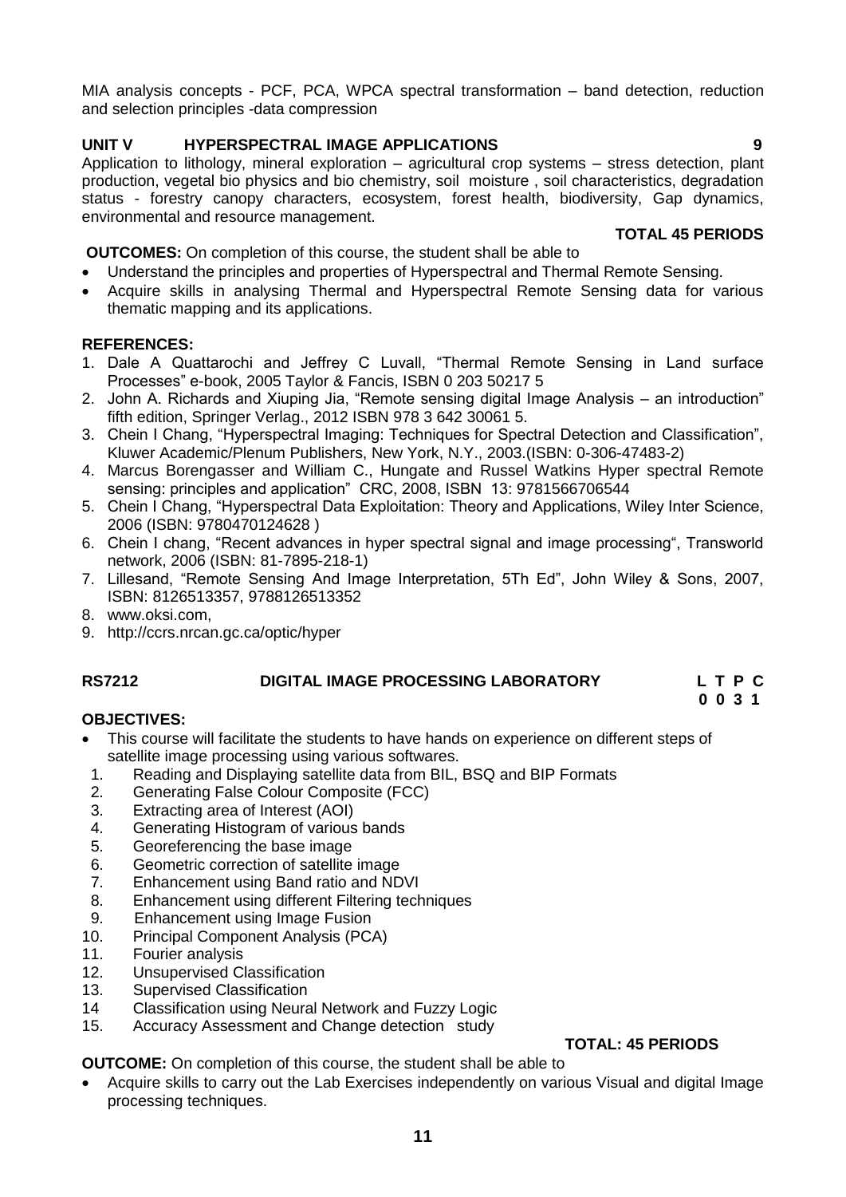MIA analysis concepts - PCF, PCA, WPCA spectral transformation – band detection, reduction and selection principles -data compression

**UNIT V HYPERSPECTRAL IMAGE APPLICATIONS 9**

Application to lithology, mineral exploration – agricultural crop systems – stress detection, plant production, vegetal bio physics and bio chemistry, soil moisture , soil characteristics, degradation status - forestry canopy characters, ecosystem, forest health, biodiversity, Gap dynamics, environmental and resource management.

**TOTAL 45 PERIODS**

**OUTCOMES:** On completion of this course, the student shall be able to

- Understand the principles and properties of Hyperspectral and Thermal Remote Sensing.
- Acquire skills in analysing Thermal and Hyperspectral Remote Sensing data for various thematic mapping and its applications.

**REFERENCES:**

1. Dale A Quattarochi and Jeffrey C Luvall, "Thermal Remote Sensing in Land surface Processes" e-book, 2005 Taylor & Fancis, ISBN 0 203 50217 5
2. John A. Richards and Xiuping Jia, "Remote sensing digital Image Analysis – an introduction" fifth edition, Springer Verlag., 2012 ISBN 978 3 642 30061 5.
3. Chein I Chang, "Hyperspectral Imaging: Techniques for Spectral Detection and Classification", Kluwer Academic/Plenum Publishers, New York, N.Y., 2003.(ISBN: 0-306-47483-2)
4. Marcus Borengasser and William C., Hungate and Russel Watkins Hyper spectral Remote sensing: principles and application" CRC, 2008, ISBN 13: 9781566706544
5. Chein I Chang, "Hyperspectral Data Exploitation: Theory and Applications, Wiley Inter Science, 2006 (ISBN: 9780470124628 )
6. Chein I chang, "Recent advances in hyper spectral signal and image processing", Transworld network, 2006 (ISBN: 81-7895-218-1)
7. Lillesand, "Remote Sensing And Image Interpretation, 5Th Ed", John Wiley & Sons, 2007, ISBN: 8126513357, 9788126513352
8. www.oksi.com,
9. http://ccrs.nrcan.gc.ca/optic/hyper

**RS7212 DIGITAL IMAGE PROCESSING LABORATORY L T P C**
**0 0 3 1**

**OBJECTIVES:**

- This course will facilitate the students to have hands on experience on different steps of satellite image processing using various softwares.

1. Reading and Displaying satellite data from BIL, BSQ and BIP Formats
2. Generating False Colour Composite (FCC)
3. Extracting area of Interest (AOI)
4. Generating Histogram of various bands
5. Georeferencing the base image
6. Geometric correction of satellite image
7. Enhancement using Band ratio and NDVI
8. Enhancement using different Filtering techniques
9. Enhancement using Image Fusion
10. Principal Component Analysis (PCA)
11. Fourier analysis
12. Unsupervised Classification
13. Supervised Classification
14. Classification using Neural Network and Fuzzy Logic
15. Accuracy Assessment and Change detection study

**TOTAL: 45 PERIODS**

**OUTCOME:** On completion of this course, the student shall be able to

- Acquire skills to carry out the Lab Exercises independently on various Visual and digital Image processing techniques.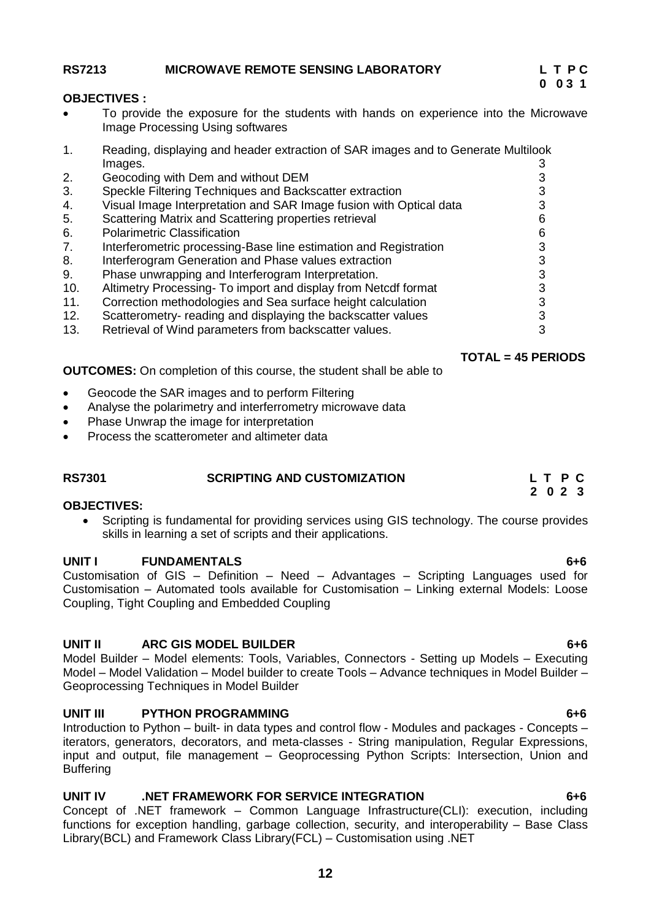**RS7213 MICROWAVE REMOTE SENSING LABORATORY**

**L T P C**
**0 0 3 1**

**OBJECTIVES :**

- To provide the exposure for the students with hands on experience into the Microwave Image Processing Using softwares

| No. | Experiment | Periods |
|---|---|---|
| 1. | Reading, displaying and header extraction of SAR images and to Generate Multilook Images. | 3 |
| 2. | Geocoding with Dem and without DEM | 3 |
| 3. | Speckle Filtering Techniques and Backscatter extraction | 3 |
| 4. | Visual Image Interpretation and SAR Image fusion with Optical data | 3 |
| 5. | Scattering Matrix and Scattering properties retrieval | 6 |
| 6. | Polarimetric Classification | 6 |
| 7. | Interferometric processing-Base line estimation and Registration | 3 |
| 8. | Interferogram Generation and Phase values extraction | 3 |
| 9. | Phase unwrapping and Interferogram Interpretation. | 3 |
| 10. | Altimetry Processing- To import and display from Netcdf format | 3 |
| 11. | Correction methodologies and Sea surface height calculation | 3 |
| 12. | Scatterometry- reading and displaying the backscatter values | 3 |
| 13. | Retrieval of Wind parameters from backscatter values. | 3 |

**TOTAL = 45 PERIODS**

**OUTCOMES:** On completion of this course, the student shall be able to

- Geocode the SAR images and to perform Filtering
- Analyse the polarimetry and interferrometry microwave data
- Phase Unwrap the image for interpretation
- Process the scatterometer and altimeter data

**RS7301 SCRIPTING AND CUSTOMIZATION**

**L T P C**
**2 0 2 3**

**OBJECTIVES:**

- Scripting is fundamental for providing services using GIS technology. The course provides skills in learning a set of scripts and their applications.

**UNIT I FUNDAMENTALS** **6+6**

Customisation of GIS – Definition – Need – Advantages – Scripting Languages used for Customisation – Automated tools available for Customisation – Linking external Models: Loose Coupling, Tight Coupling and Embedded Coupling

**UNIT II ARC GIS MODEL BUILDER** **6+6**

Model Builder – Model elements: Tools, Variables, Connectors - Setting up Models – Executing Model – Model Validation – Model builder to create Tools – Advance techniques in Model Builder – Geoprocessing Techniques in Model Builder

**UNIT III PYTHON PROGRAMMING** **6+6**

Introduction to Python – built- in data types and control flow - Modules and packages - Concepts – iterators, generators, decorators, and meta-classes - String manipulation, Regular Expressions, input and output, file management – Geoprocessing Python Scripts: Intersection, Union and Buffering

**UNIT IV .NET FRAMEWORK FOR SERVICE INTEGRATION** **6+6**

Concept of .NET framework – Common Language Infrastructure(CLI): execution, including functions for exception handling, garbage collection, security, and interoperability – Base Class Library(BCL) and Framework Class Library(FCL) – Customisation using .NET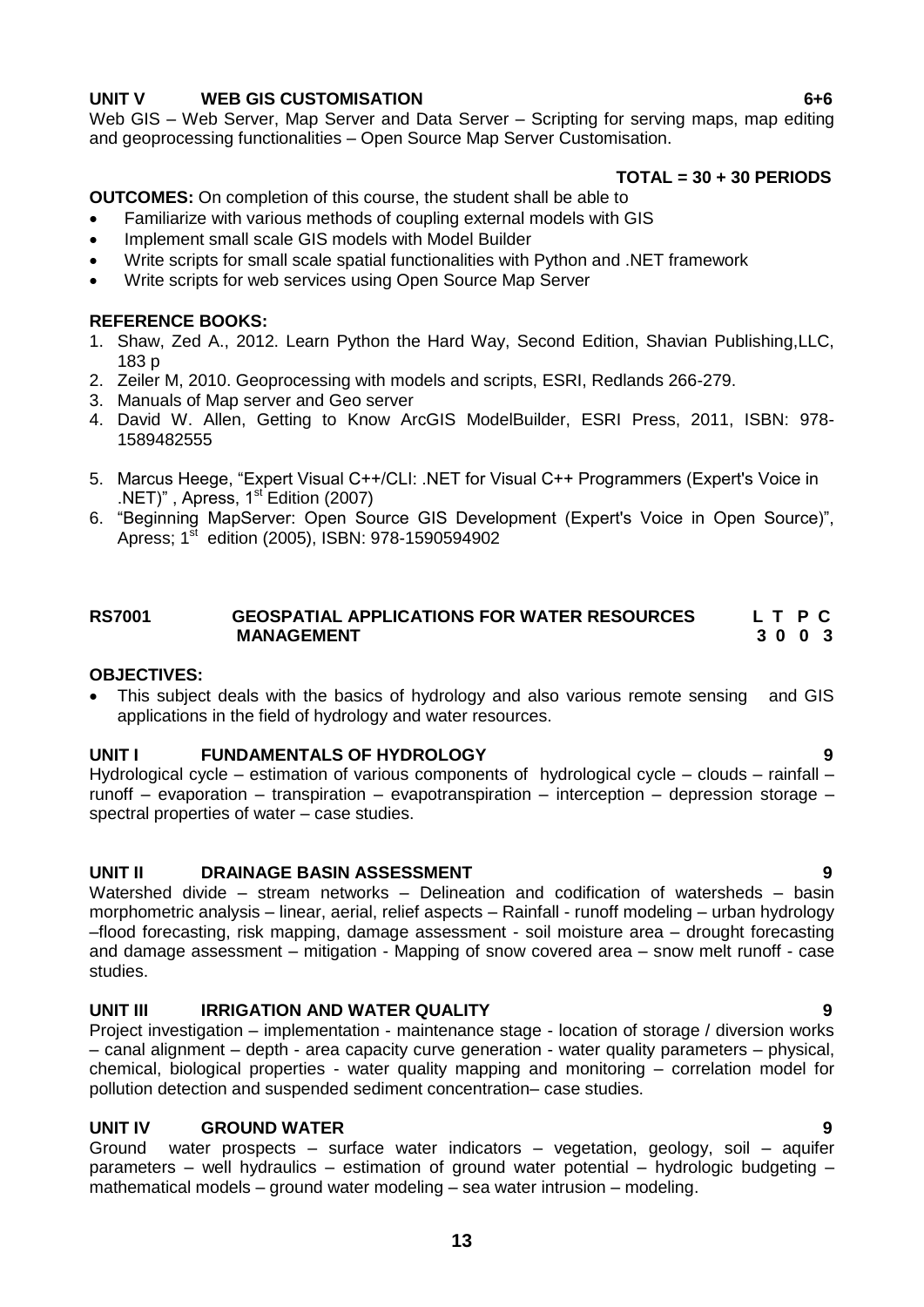**UNIT V WEB GIS CUSTOMISATION 6+6**

Web GIS – Web Server, Map Server and Data Server – Scripting for serving maps, map editing and geoprocessing functionalities – Open Source Map Server Customisation.

**TOTAL = 30 + 30 PERIODS**

**OUTCOMES:** On completion of this course, the student shall be able to

- Familiarize with various methods of coupling external models with GIS
- Implement small scale GIS models with Model Builder
- Write scripts for small scale spatial functionalities with Python and .NET framework
- Write scripts for web services using Open Source Map Server

**REFERENCE BOOKS:**

1. Shaw, Zed A., 2012. Learn Python the Hard Way, Second Edition, Shavian Publishing,LLC, 183 p
2. Zeiler M, 2010. Geoprocessing with models and scripts, ESRI, Redlands 266-279.
3. Manuals of Map server and Geo server
4. David W. Allen, Getting to Know ArcGIS ModelBuilder, ESRI Press, 2011, ISBN: 978-1589482555
5. Marcus Heege, "Expert Visual C++/CLI: .NET for Visual C++ Programmers (Expert's Voice in .NET)" , Apress, 1st Edition (2007)
6. "Beginning MapServer: Open Source GIS Development (Expert's Voice in Open Source)", Apress; 1st edition (2005), ISBN: 978-1590594902

## RS7001 GEOSPATIAL APPLICATIONS FOR WATER RESOURCES MANAGEMENT

| L | T | P | C |
|---|---|---|---|
| 3 | 0 | 0 | 3 |

**OBJECTIVES:**

- This subject deals with the basics of hydrology and also various remote sensing and GIS applications in the field of hydrology and water resources.

**UNIT I FUNDAMENTALS OF HYDROLOGY 9**

Hydrological cycle – estimation of various components of hydrological cycle – clouds – rainfall – runoff – evaporation – transpiration – evapotranspiration – interception – depression storage – spectral properties of water – case studies.

**UNIT II DRAINAGE BASIN ASSESSMENT 9**

Watershed divide – stream networks – Delineation and codification of watersheds – basin morphometric analysis – linear, aerial, relief aspects – Rainfall - runoff modeling – urban hydrology –flood forecasting, risk mapping, damage assessment - soil moisture area – drought forecasting and damage assessment – mitigation - Mapping of snow covered area – snow melt runoff - case studies.

**UNIT III IRRIGATION AND WATER QUALITY 9**

Project investigation – implementation - maintenance stage - location of storage / diversion works – canal alignment – depth - area capacity curve generation - water quality parameters – physical, chemical, biological properties - water quality mapping and monitoring – correlation model for pollution detection and suspended sediment concentration– case studies.

**UNIT IV GROUND WATER 9**

Ground water prospects – surface water indicators – vegetation, geology, soil – aquifer parameters – well hydraulics – estimation of ground water potential – hydrologic budgeting – mathematical models – ground water modeling – sea water intrusion – modeling.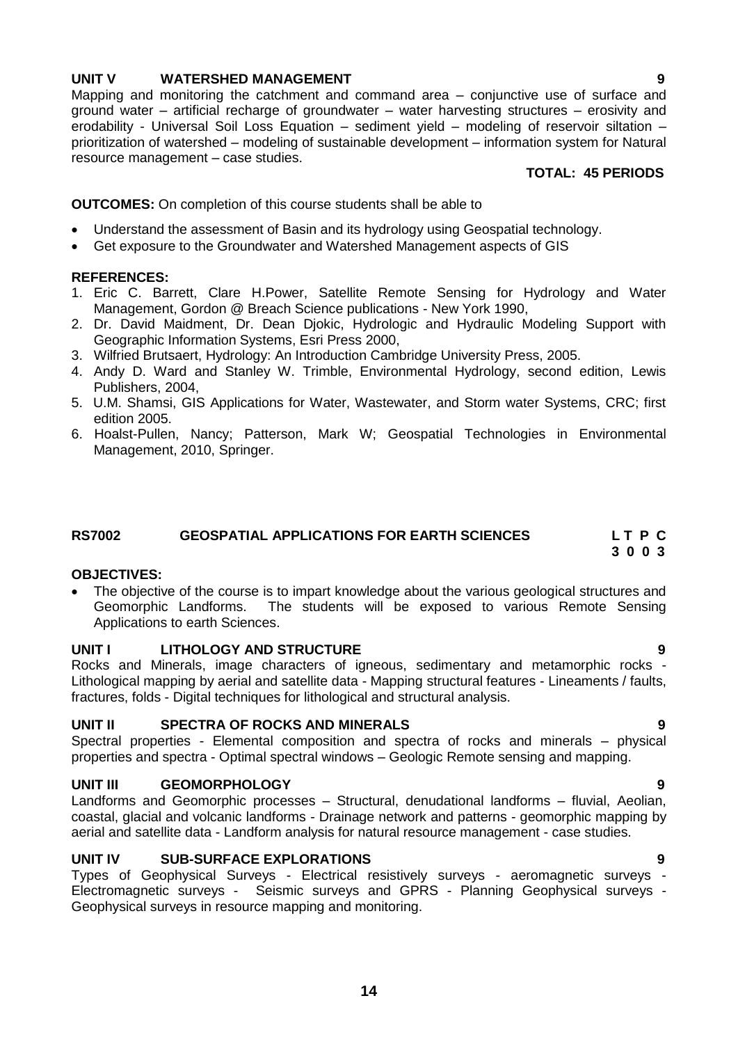**UNIT V WATERSHED MANAGEMENT 9**

Mapping and monitoring the catchment and command area – conjunctive use of surface and ground water – artificial recharge of groundwater – water harvesting structures – erosivity and erodability - Universal Soil Loss Equation – sediment yield – modeling of reservoir siltation – prioritization of watershed – modeling of sustainable development – information system for Natural resource management – case studies.

**TOTAL: 45 PERIODS**

**OUTCOMES:** On completion of this course students shall be able to

- Understand the assessment of Basin and its hydrology using Geospatial technology.
- Get exposure to the Groundwater and Watershed Management aspects of GIS

**REFERENCES:**

1. Eric C. Barrett, Clare H.Power, Satellite Remote Sensing for Hydrology and Water Management, Gordon @ Breach Science publications - New York 1990,
2. Dr. David Maidment, Dr. Dean Djokic, Hydrologic and Hydraulic Modeling Support with Geographic Information Systems, Esri Press 2000,
3. Wilfried Brutsaert, Hydrology: An Introduction Cambridge University Press, 2005.
4. Andy D. Ward and Stanley W. Trimble, Environmental Hydrology, second edition, Lewis Publishers, 2004,
5. U.M. Shamsi, GIS Applications for Water, Wastewater, and Storm water Systems, CRC; first edition 2005.
6. Hoalst-Pullen, Nancy; Patterson, Mark W; Geospatial Technologies in Environmental Management, 2010, Springer.

## RS7002 GEOSPATIAL APPLICATIONS FOR EARTH SCIENCES

**L T P C**
**3 0 0 3**

**OBJECTIVES:**

- The objective of the course is to impart knowledge about the various geological structures and Geomorphic Landforms. The students will be exposed to various Remote Sensing Applications to earth Sciences.

**UNIT I LITHOLOGY AND STRUCTURE 9**

Rocks and Minerals, image characters of igneous, sedimentary and metamorphic rocks - Lithological mapping by aerial and satellite data - Mapping structural features - Lineaments / faults, fractures, folds - Digital techniques for lithological and structural analysis.

**UNIT II SPECTRA OF ROCKS AND MINERALS 9**

Spectral properties - Elemental composition and spectra of rocks and minerals – physical properties and spectra - Optimal spectral windows – Geologic Remote sensing and mapping.

**UNIT III GEOMORPHOLOGY 9**

Landforms and Geomorphic processes – Structural, denudational landforms – fluvial, Aeolian, coastal, glacial and volcanic landforms - Drainage network and patterns - geomorphic mapping by aerial and satellite data - Landform analysis for natural resource management - case studies.

**UNIT IV SUB-SURFACE EXPLORATIONS 9**

Types of Geophysical Surveys - Electrical resistively surveys - aeromagnetic surveys - Electromagnetic surveys - Seismic surveys and GPRS - Planning Geophysical surveys - Geophysical surveys in resource mapping and monitoring.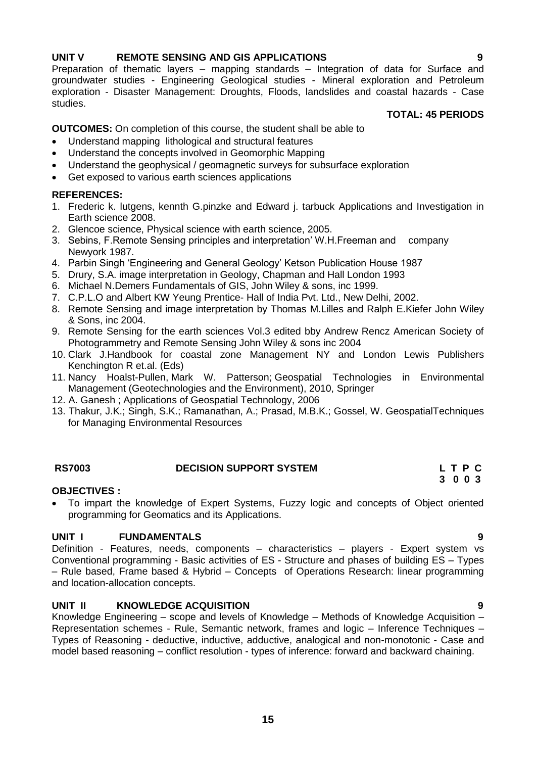**UNIT V REMOTE SENSING AND GIS APPLICATIONS 9**

Preparation of thematic layers – mapping standards – Integration of data for Surface and groundwater studies - Engineering Geological studies - Mineral exploration and Petroleum exploration - Disaster Management: Droughts, Floods, landslides and coastal hazards - Case studies.

**TOTAL: 45 PERIODS**

**OUTCOMES:** On completion of this course, the student shall be able to

- Understand mapping lithological and structural features
- Understand the concepts involved in Geomorphic Mapping
- Understand the geophysical / geomagnetic surveys for subsurface exploration
- Get exposed to various earth sciences applications

**REFERENCES:**

1. Frederic k. lutgens, kennth G.pinzke and Edward j. tarbuck Applications and Investigation in Earth science 2008.
2. Glencoe science, Physical science with earth science, 2005.
3. Sebins, F.Remote Sensing principles and interpretation' W.H.Freeman and company Newyork 1987.
4. Parbin Singh 'Engineering and General Geology' Ketson Publication House 1987
5. Drury, S.A. image interpretation in Geology, Chapman and Hall London 1993
6. Michael N.Demers Fundamentals of GIS, John Wiley & sons, inc 1999.
7. C.P.L.O and Albert KW Yeung Prentice- Hall of India Pvt. Ltd., New Delhi, 2002.
8. Remote Sensing and image interpretation by Thomas M.Lilles and Ralph E.Kiefer John Wiley & Sons, inc 2004.
9. Remote Sensing for the earth sciences Vol.3 edited bby Andrew Rencz American Society of Photogrammetry and Remote Sensing John Wiley & sons inc 2004
10. Clark J.Handbook for coastal zone Management NY and London Lewis Publishers Kenchington R et.al. (Eds)
11. Nancy Hoalst-Pullen, Mark W. Patterson; Geospatial Technologies in Environmental Management (Geotechnologies and the Environment), 2010, Springer
12. A. Ganesh ; Applications of Geospatial Technology, 2006
13. Thakur, J.K.; Singh, S.K.; Ramanathan, A.; Prasad, M.B.K.; Gossel, W. GeospatialTechniques for Managing Environmental Resources

**RS7003 DECISION SUPPORT SYSTEM**

| L | T | P | C |
|---|---|---|---|
| 3 | 0 | 0 | 3 |

**OBJECTIVES :**

- To impart the knowledge of Expert Systems, Fuzzy logic and concepts of Object oriented programming for Geomatics and its Applications.

**UNIT I FUNDAMENTALS 9**

Definition - Features, needs, components – characteristics – players - Expert system vs Conventional programming - Basic activities of ES - Structure and phases of building ES – Types – Rule based, Frame based & Hybrid – Concepts of Operations Research: linear programming and location-allocation concepts.

**UNIT II KNOWLEDGE ACQUISITION 9**

Knowledge Engineering – scope and levels of Knowledge – Methods of Knowledge Acquisition – Representation schemes - Rule, Semantic network, frames and logic – Inference Techniques – Types of Reasoning - deductive, inductive, adductive, analogical and non-monotonic - Case and model based reasoning – conflict resolution - types of inference: forward and backward chaining.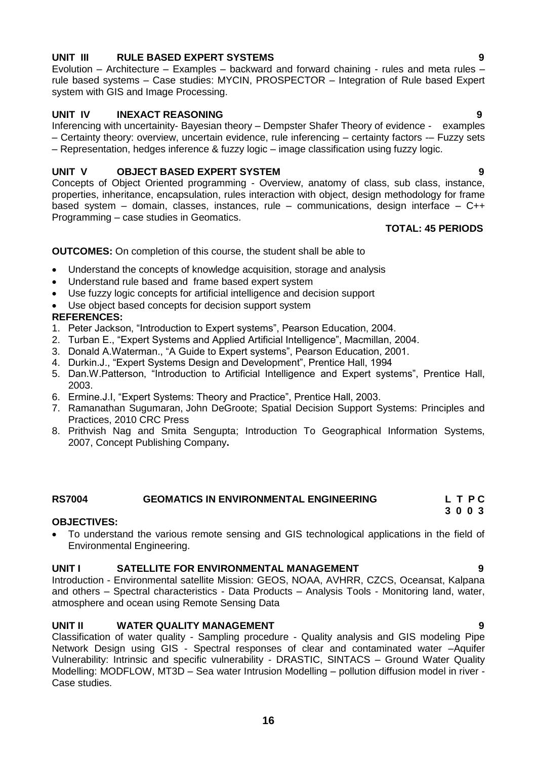**UNIT III RULE BASED EXPERT SYSTEMS 9**

Evolution – Architecture – Examples – backward and forward chaining - rules and meta rules – rule based systems – Case studies: MYCIN, PROSPECTOR – Integration of Rule based Expert system with GIS and Image Processing.

**UNIT IV INEXACT REASONING 9**

Inferencing with uncertainity- Bayesian theory – Dempster Shafer Theory of evidence - examples – Certainty theory: overview, uncertain evidence, rule inferencing – certainty factors -– Fuzzy sets – Representation, hedges inference & fuzzy logic – image classification using fuzzy logic.

**UNIT V OBJECT BASED EXPERT SYSTEM 9**

Concepts of Object Oriented programming - Overview, anatomy of class, sub class, instance, properties, inheritance, encapsulation, rules interaction with object, design methodology for frame based system – domain, classes, instances, rule – communications, design interface – C++ Programming – case studies in Geomatics.

**TOTAL: 45 PERIODS**

**OUTCOMES:** On completion of this course, the student shall be able to

- Understand the concepts of knowledge acquisition, storage and analysis
- Understand rule based and frame based expert system
- Use fuzzy logic concepts for artificial intelligence and decision support
- Use object based concepts for decision support system

**REFERENCES:**

1. Peter Jackson, "Introduction to Expert systems", Pearson Education, 2004.
2. Turban E., "Expert Systems and Applied Artificial Intelligence", Macmillan, 2004.
3. Donald A.Waterman., "A Guide to Expert systems", Pearson Education, 2001.
4. Durkin.J., "Expert Systems Design and Development", Prentice Hall, 1994
5. Dan.W.Patterson, "Introduction to Artificial Intelligence and Expert systems", Prentice Hall, 2003.
6. Ermine.J.I, "Expert Systems: Theory and Practice", Prentice Hall, 2003.
7. Ramanathan Sugumaran, John DeGroote; Spatial Decision Support Systems: Principles and Practices, 2010 CRC Press
8. Prithvish Nag and Smita Sengupta; Introduction To Geographical Information Systems, 2007, Concept Publishing Company**.**

## RS7004 GEOMATICS IN ENVIRONMENTAL ENGINEERING

**L T P C**
**3 0 0 3**

**OBJECTIVES:**

- To understand the various remote sensing and GIS technological applications in the field of Environmental Engineering.

**UNIT I SATELLITE FOR ENVIRONMENTAL MANAGEMENT 9**

Introduction - Environmental satellite Mission: GEOS, NOAA, AVHRR, CZCS, Oceansat, Kalpana and others – Spectral characteristics - Data Products – Analysis Tools - Monitoring land, water, atmosphere and ocean using Remote Sensing Data

**UNIT II WATER QUALITY MANAGEMENT 9**

Classification of water quality - Sampling procedure - Quality analysis and GIS modeling Pipe Network Design using GIS - Spectral responses of clear and contaminated water –Aquifer Vulnerability: Intrinsic and specific vulnerability - DRASTIC, SINTACS – Ground Water Quality Modelling: MODFLOW, MT3D – Sea water Intrusion Modelling – pollution diffusion model in river - Case studies.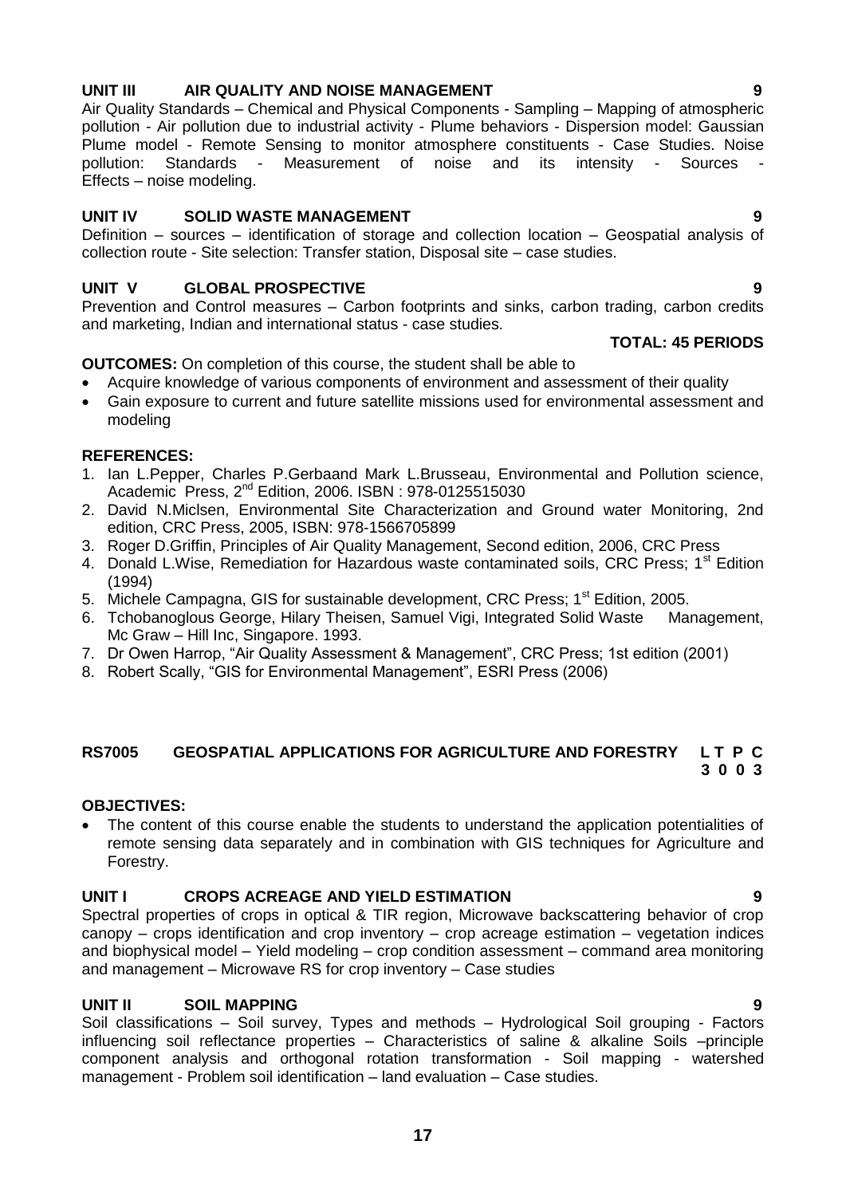**UNIT III AIR QUALITY AND NOISE MANAGEMENT 9**

Air Quality Standards – Chemical and Physical Components - Sampling – Mapping of atmospheric pollution - Air pollution due to industrial activity - Plume behaviors - Dispersion model: Gaussian Plume model - Remote Sensing to monitor atmosphere constituents - Case Studies. Noise pollution: Standards - Measurement of noise and its intensity - Sources - Effects – noise modeling.

**UNIT IV SOLID WASTE MANAGEMENT 9**

Definition – sources – identification of storage and collection location – Geospatial analysis of collection route - Site selection: Transfer station, Disposal site – case studies.

**UNIT V GLOBAL PROSPECTIVE 9**

Prevention and Control measures – Carbon footprints and sinks, carbon trading, carbon credits and marketing, Indian and international status - case studies.

**TOTAL: 45 PERIODS**

**OUTCOMES:** On completion of this course, the student shall be able to

- Acquire knowledge of various components of environment and assessment of their quality
- Gain exposure to current and future satellite missions used for environmental assessment and modeling

**REFERENCES:**

1. Ian L.Pepper, Charles P.Gerbaand Mark L.Brusseau, Environmental and Pollution science, Academic Press, 2nd Edition, 2006. ISBN : 978-0125515030
2. David N.Miclsen, Environmental Site Characterization and Ground water Monitoring, 2nd edition, CRC Press, 2005, ISBN: 978-1566705899
3. Roger D.Griffin, Principles of Air Quality Management, Second edition, 2006, CRC Press
4. Donald L.Wise, Remediation for Hazardous waste contaminated soils, CRC Press; 1st Edition (1994)
5. Michele Campagna, GIS for sustainable development, CRC Press; 1st Edition, 2005.
6. Tchobanoglous George, Hilary Theisen, Samuel Vigi, Integrated Solid Waste Management, Mc Graw – Hill Inc, Singapore. 1993.
7. Dr Owen Harrop, "Air Quality Assessment & Management", CRC Press; 1st edition (2001)
8. Robert Scally, "GIS for Environmental Management", ESRI Press (2006)

## RS7005 GEOSPATIAL APPLICATIONS FOR AGRICULTURE AND FORESTRY

| L | T | P | C |
|---|---|---|---|
| 3 | 0 | 0 | 3 |

**OBJECTIVES:**

- The content of this course enable the students to understand the application potentialities of remote sensing data separately and in combination with GIS techniques for Agriculture and Forestry.

**UNIT I CROPS ACREAGE AND YIELD ESTIMATION 9**

Spectral properties of crops in optical & TIR region, Microwave backscattering behavior of crop canopy – crops identification and crop inventory – crop acreage estimation – vegetation indices and biophysical model – Yield modeling – crop condition assessment – command area monitoring and management – Microwave RS for crop inventory – Case studies

**UNIT II SOIL MAPPING 9**

Soil classifications – Soil survey, Types and methods – Hydrological Soil grouping - Factors influencing soil reflectance properties – Characteristics of saline & alkaline Soils –principle component analysis and orthogonal rotation transformation - Soil mapping - watershed management - Problem soil identification – land evaluation – Case studies.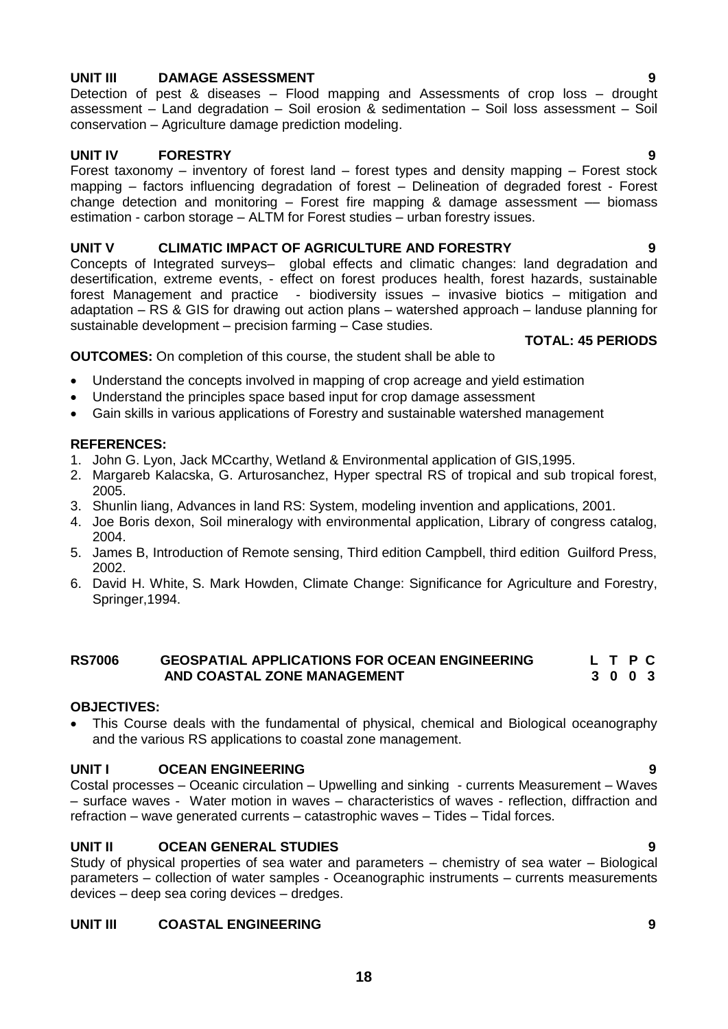**UNIT III DAMAGE ASSESSMENT 9**

Detection of pest & diseases – Flood mapping and Assessments of crop loss – drought assessment – Land degradation – Soil erosion & sedimentation – Soil loss assessment – Soil conservation – Agriculture damage prediction modeling.

**UNIT IV FORESTRY 9**

Forest taxonomy – inventory of forest land – forest types and density mapping – Forest stock mapping – factors influencing degradation of forest – Delineation of degraded forest - Forest change detection and monitoring – Forest fire mapping & damage assessment –– biomass estimation - carbon storage – ALTM for Forest studies – urban forestry issues.

**UNIT V CLIMATIC IMPACT OF AGRICULTURE AND FORESTRY 9**

Concepts of Integrated surveys– global effects and climatic changes: land degradation and desertification, extreme events, - effect on forest produces health, forest hazards, sustainable forest Management and practice - biodiversity issues – invasive biotics – mitigation and adaptation – RS & GIS for drawing out action plans – watershed approach – landuse planning for sustainable development – precision farming – Case studies.

**TOTAL: 45 PERIODS**

**OUTCOMES:** On completion of this course, the student shall be able to

- Understand the concepts involved in mapping of crop acreage and yield estimation
- Understand the principles space based input for crop damage assessment
- Gain skills in various applications of Forestry and sustainable watershed management

**REFERENCES:**

1. John G. Lyon, Jack MCcarthy, Wetland & Environmental application of GIS,1995.
2. Margareb Kalacska, G. Arturosanchez, Hyper spectral RS of tropical and sub tropical forest, 2005.
3. Shunlin liang, Advances in land RS: System, modeling invention and applications, 2001.
4. Joe Boris dexon, Soil mineralogy with environmental application, Library of congress catalog, 2004.
5. James B, Introduction of Remote sensing, Third edition Campbell, third edition Guilford Press, 2002.
6. David H. White, S. Mark Howden, Climate Change: Significance for Agriculture and Forestry, Springer,1994.

| **RS7006** | **GEOSPATIAL APPLICATIONS FOR OCEAN ENGINEERING AND COASTAL ZONE MANAGEMENT** | **L** | **T** | **P** | **C** |
|---|---|---|---|---|---|
| | | **3** | **0** | **0** | **3** |

**OBJECTIVES:**

- This Course deals with the fundamental of physical, chemical and Biological oceanography and the various RS applications to coastal zone management.

**UNIT I OCEAN ENGINEERING 9**

Costal processes – Oceanic circulation – Upwelling and sinking - currents Measurement – Waves – surface waves - Water motion in waves – characteristics of waves - reflection, diffraction and refraction – wave generated currents – catastrophic waves – Tides – Tidal forces.

**UNIT II OCEAN GENERAL STUDIES 9**

Study of physical properties of sea water and parameters – chemistry of sea water – Biological parameters – collection of water samples - Oceanographic instruments – currents measurements devices – deep sea coring devices – dredges.

**UNIT III COASTAL ENGINEERING 9**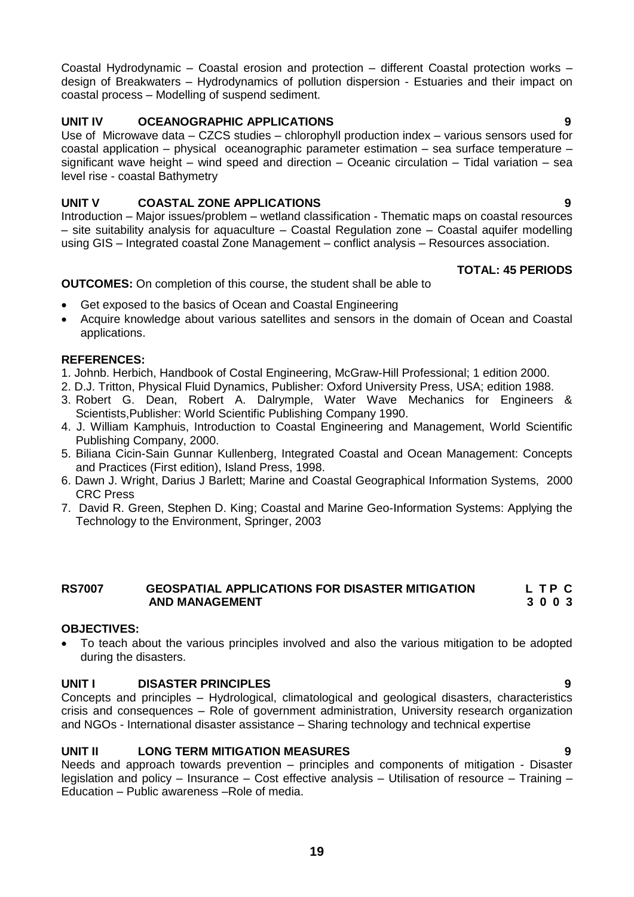Coastal Hydrodynamic – Coastal erosion and protection – different Coastal protection works – design of Breakwaters – Hydrodynamics of pollution dispersion - Estuaries and their impact on coastal process – Modelling of suspend sediment.

**UNIT IV OCEANOGRAPHIC APPLICATIONS 9**

Use of Microwave data – CZCS studies – chlorophyll production index – various sensors used for coastal application – physical oceanographic parameter estimation – sea surface temperature – significant wave height – wind speed and direction – Oceanic circulation – Tidal variation – sea level rise - coastal Bathymetry

**UNIT V COASTAL ZONE APPLICATIONS 9**

Introduction – Major issues/problem – wetland classification - Thematic maps on coastal resources – site suitability analysis for aquaculture – Coastal Regulation zone – Coastal aquifer modelling using GIS – Integrated coastal Zone Management – conflict analysis – Resources association.

**TOTAL: 45 PERIODS**

**OUTCOMES:** On completion of this course, the student shall be able to

- Get exposed to the basics of Ocean and Coastal Engineering
- Acquire knowledge about various satellites and sensors in the domain of Ocean and Coastal applications.

**REFERENCES:**

1. Johnb. Herbich, Handbook of Costal Engineering, McGraw-Hill Professional; 1 edition 2000.
2. D.J. Tritton, Physical Fluid Dynamics, Publisher: Oxford University Press, USA; edition 1988.
3. Robert G. Dean, Robert A. Dalrymple, Water Wave Mechanics for Engineers & Scientists,Publisher: World Scientific Publishing Company 1990.
4. J. William Kamphuis, Introduction to Coastal Engineering and Management, World Scientific Publishing Company, 2000.
5. Biliana Cicin-Sain Gunnar Kullenberg, Integrated Coastal and Ocean Management: Concepts and Practices (First edition), Island Press, 1998.
6. Dawn J. Wright, Darius J Barlett; Marine and Coastal Geographical Information Systems, 2000 CRC Press
7. David R. Green, Stephen D. King; Coastal and Marine Geo-Information Systems: Applying the Technology to the Environment, Springer, 2003

## RS7007 GEOSPATIAL APPLICATIONS FOR DISASTER MITIGATION AND MANAGEMENT

**L T P C**
**3 0 0 3**

**OBJECTIVES:**

- To teach about the various principles involved and also the various mitigation to be adopted during the disasters.

**UNIT I DISASTER PRINCIPLES 9**

Concepts and principles – Hydrological, climatological and geological disasters, characteristics crisis and consequences – Role of government administration, University research organization and NGOs - International disaster assistance – Sharing technology and technical expertise

**UNIT II LONG TERM MITIGATION MEASURES 9**

Needs and approach towards prevention – principles and components of mitigation - Disaster legislation and policy – Insurance – Cost effective analysis – Utilisation of resource – Training – Education – Public awareness –Role of media.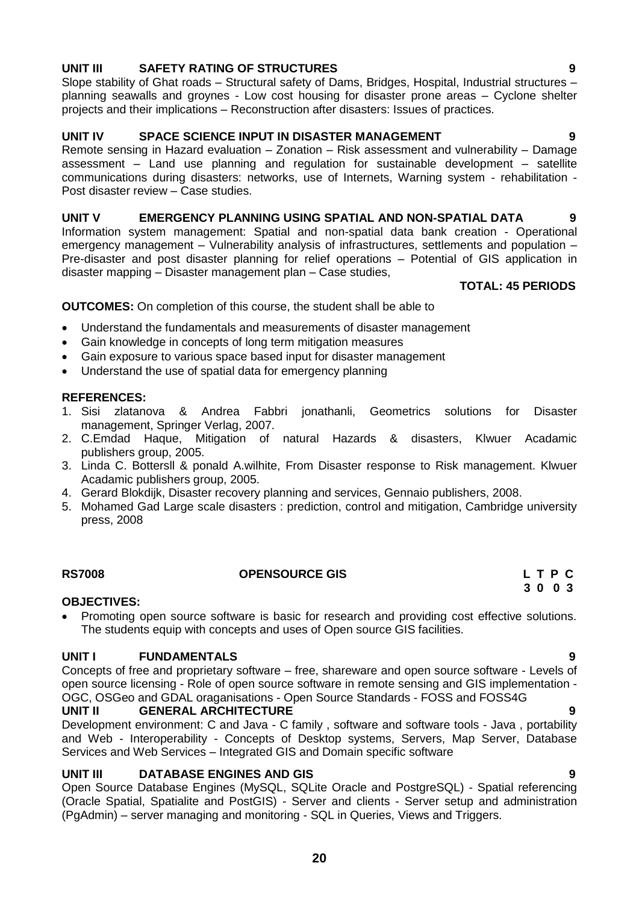**UNIT III SAFETY RATING OF STRUCTURES 9**

Slope stability of Ghat roads – Structural safety of Dams, Bridges, Hospital, Industrial structures – planning seawalls and groynes - Low cost housing for disaster prone areas – Cyclone shelter projects and their implications – Reconstruction after disasters: Issues of practices.

**UNIT IV SPACE SCIENCE INPUT IN DISASTER MANAGEMENT 9**

Remote sensing in Hazard evaluation – Zonation – Risk assessment and vulnerability – Damage assessment – Land use planning and regulation for sustainable development – satellite communications during disasters: networks, use of Internets, Warning system - rehabilitation - Post disaster review – Case studies.

**UNIT V EMERGENCY PLANNING USING SPATIAL AND NON-SPATIAL DATA 9**

Information system management: Spatial and non-spatial data bank creation - Operational emergency management – Vulnerability analysis of infrastructures, settlements and population – Pre-disaster and post disaster planning for relief operations – Potential of GIS application in disaster mapping – Disaster management plan – Case studies,

**TOTAL: 45 PERIODS**

**OUTCOMES:** On completion of this course, the student shall be able to

- Understand the fundamentals and measurements of disaster management
- Gain knowledge in concepts of long term mitigation measures
- Gain exposure to various space based input for disaster management
- Understand the use of spatial data for emergency planning

**REFERENCES:**

1. Sisi zlatanova & Andrea Fabbri jonathanli, Geometrics solutions for Disaster management, Springer Verlag, 2007.
2. C.Emdad Haque, Mitigation of natural Hazards & disasters, Klwuer Acadamic publishers group, 2005.
3. Linda C. Bottersll & ponald A.wilhite, From Disaster response to Risk management. Klwuer Acadamic publishers group, 2005.
4. Gerard Blokdijk, Disaster recovery planning and services, Gennaio publishers, 2008.
5. Mohamed Gad Large scale disasters : prediction, control and mitigation, Cambridge university press, 2008

**RS7008 OPENSOURCE GIS L T P C**
**3 0 0 3**

**OBJECTIVES:**

- Promoting open source software is basic for research and providing cost effective solutions. The students equip with concepts and uses of Open source GIS facilities.

**UNIT I FUNDAMENTALS 9**

Concepts of free and proprietary software – free, shareware and open source software - Levels of open source licensing - Role of open source software in remote sensing and GIS implementation - OGC, OSGeo and GDAL oraganisations - Open Source Standards - FOSS and FOSS4G

**UNIT II GENERAL ARCHITECTURE 9**

Development environment: C and Java - C family , software and software tools - Java , portability and Web - Interoperability - Concepts of Desktop systems, Servers, Map Server, Database Services and Web Services – Integrated GIS and Domain specific software

**UNIT III DATABASE ENGINES AND GIS 9**

Open Source Database Engines (MySQL, SQLite Oracle and PostgreSQL) - Spatial referencing (Oracle Spatial, Spatialite and PostGIS) - Server and clients - Server setup and administration (PgAdmin) – server managing and monitoring - SQL in Queries, Views and Triggers.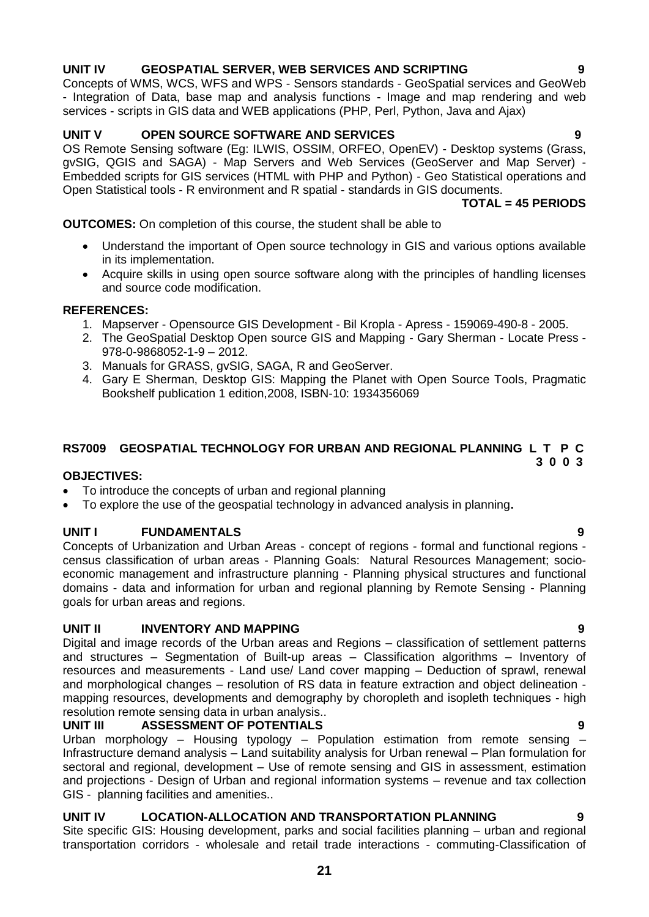**UNIT IV GEOSPATIAL SERVER, WEB SERVICES AND SCRIPTING 9**

Concepts of WMS, WCS, WFS and WPS - Sensors standards - GeoSpatial services and GeoWeb - Integration of Data, base map and analysis functions - Image and map rendering and web services - scripts in GIS data and WEB applications (PHP, Perl, Python, Java and Ajax)

**UNIT V OPEN SOURCE SOFTWARE AND SERVICES 9**

OS Remote Sensing software (Eg: ILWIS, OSSIM, ORFEO, OpenEV) - Desktop systems (Grass, gvSIG, QGIS and SAGA) - Map Servers and Web Services (GeoServer and Map Server) - Embedded scripts for GIS services (HTML with PHP and Python) - Geo Statistical operations and Open Statistical tools - R environment and R spatial - standards in GIS documents.

**TOTAL = 45 PERIODS**

**OUTCOMES:** On completion of this course, the student shall be able to

- Understand the important of Open source technology in GIS and various options available in its implementation.
- Acquire skills in using open source software along with the principles of handling licenses and source code modification.

**REFERENCES:**

1. Mapserver - Opensource GIS Development - Bil Kropla - Apress - 159069-490-8 - 2005.
2. The GeoSpatial Desktop Open source GIS and Mapping - Gary Sherman - Locate Press - 978-0-9868052-1-9 – 2012.
3. Manuals for GRASS, gvSIG, SAGA, R and GeoServer.
4. Gary E Sherman, Desktop GIS: Mapping the Planet with Open Source Tools, Pragmatic Bookshelf publication 1 edition,2008, ISBN-10: 1934356069

**RS7009 GEOSPATIAL TECHNOLOGY FOR URBAN AND REGIONAL PLANNING L T P C**
**3 0 0 3**

**OBJECTIVES:**

- To introduce the concepts of urban and regional planning
- To explore the use of the geospatial technology in advanced analysis in planning**.**

**UNIT I FUNDAMENTALS 9**

Concepts of Urbanization and Urban Areas - concept of regions - formal and functional regions - census classification of urban areas - Planning Goals: Natural Resources Management; socio-economic management and infrastructure planning - Planning physical structures and functional domains - data and information for urban and regional planning by Remote Sensing - Planning goals for urban areas and regions.

**UNIT II INVENTORY AND MAPPING 9**

Digital and image records of the Urban areas and Regions – classification of settlement patterns and structures – Segmentation of Built-up areas – Classification algorithms – Inventory of resources and measurements - Land use/ Land cover mapping – Deduction of sprawl, renewal and morphological changes – resolution of RS data in feature extraction and object delineation - mapping resources, developments and demography by choropleth and isopleth techniques - high resolution remote sensing data in urban analysis..

**UNIT III ASSESSMENT OF POTENTIALS 9**

Urban morphology – Housing typology – Population estimation from remote sensing – Infrastructure demand analysis – Land suitability analysis for Urban renewal – Plan formulation for sectoral and regional, development – Use of remote sensing and GIS in assessment, estimation and projections - Design of Urban and regional information systems – revenue and tax collection GIS - planning facilities and amenities..

**UNIT IV LOCATION-ALLOCATION AND TRANSPORTATION PLANNING 9**

Site specific GIS: Housing development, parks and social facilities planning – urban and regional transportation corridors - wholesale and retail trade interactions - commuting-Classification of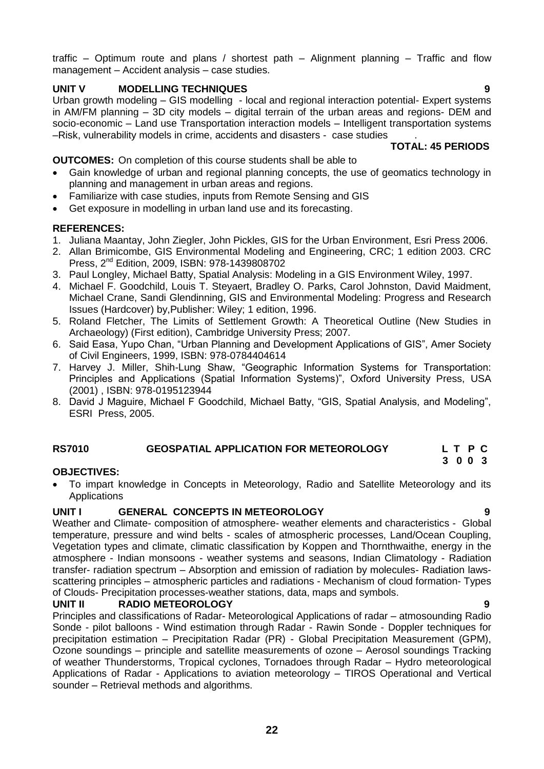traffic – Optimum route and plans / shortest path – Alignment planning – Traffic and flow management – Accident analysis – case studies.

**UNIT V MODELLING TECHNIQUES 9**

Urban growth modeling – GIS modelling - local and regional interaction potential- Expert systems in AM/FM planning – 3D city models – digital terrain of the urban areas and regions- DEM and socio-economic – Land use Transportation interaction models – Intelligent transportation systems –Risk, vulnerability models in crime, accidents and disasters - case studies .

**TOTAL: 45 PERIODS**

**OUTCOMES:** On completion of this course students shall be able to

- Gain knowledge of urban and regional planning concepts, the use of geomatics technology in planning and management in urban areas and regions.
- Familiarize with case studies, inputs from Remote Sensing and GIS
- Get exposure in modelling in urban land use and its forecasting.

**REFERENCES:**

1. Juliana Maantay, John Ziegler, John Pickles, GIS for the Urban Environment, Esri Press 2006.
2. Allan Brimicombe, GIS Environmental Modeling and Engineering, CRC; 1 edition 2003. CRC Press, 2nd Edition, 2009, ISBN: 978-1439808702
3. Paul Longley, Michael Batty, Spatial Analysis: Modeling in a GIS Environment Wiley, 1997.
4. Michael F. Goodchild, Louis T. Steyaert, Bradley O. Parks, Carol Johnston, David Maidment, Michael Crane, Sandi Glendinning, GIS and Environmental Modeling: Progress and Research Issues (Hardcover) by,Publisher: Wiley; 1 edition, 1996.
5. Roland Fletcher, The Limits of Settlement Growth: A Theoretical Outline (New Studies in Archaeology) (First edition), Cambridge University Press; 2007.
6. Said Easa, Yupo Chan, "Urban Planning and Development Applications of GIS", Amer Society of Civil Engineers, 1999, ISBN: 978-0784404614
7. Harvey J. Miller, Shih-Lung Shaw, "Geographic Information Systems for Transportation: Principles and Applications (Spatial Information Systems)", Oxford University Press, USA (2001) , ISBN: 978-0195123944
8. David J Maguire, Michael F Goodchild, Michael Batty, "GIS, Spatial Analysis, and Modeling", ESRI Press, 2005.

## RS7010 GEOSPATIAL APPLICATION FOR METEOROLOGY

| L | T | P | C |
|---|---|---|---|
| 3 | 0 | 0 | 3 |

**OBJECTIVES:**

- To impart knowledge in Concepts in Meteorology, Radio and Satellite Meteorology and its Applications

**UNIT I GENERAL CONCEPTS IN METEOROLOGY 9**

Weather and Climate- composition of atmosphere- weather elements and characteristics - Global temperature, pressure and wind belts - scales of atmospheric processes, Land/Ocean Coupling, Vegetation types and climate, climatic classification by Koppen and Thornthwaithe, energy in the atmosphere - Indian monsoons - weather systems and seasons, Indian Climatology - Radiation transfer- radiation spectrum – Absorption and emission of radiation by molecules- Radiation laws-scattering principles – atmospheric particles and radiations - Mechanism of cloud formation- Types of Clouds- Precipitation processes-weather stations, data, maps and symbols.

**UNIT II RADIO METEOROLOGY 9**

Principles and classifications of Radar- Meteorological Applications of radar – atmosounding Radio Sonde - pilot balloons - Wind estimation through Radar - Rawin Sonde - Doppler techniques for precipitation estimation – Precipitation Radar (PR) - Global Precipitation Measurement (GPM), Ozone soundings – principle and satellite measurements of ozone – Aerosol soundings Tracking of weather Thunderstorms, Tropical cyclones, Tornadoes through Radar – Hydro meteorological Applications of Radar - Applications to aviation meteorology – TIROS Operational and Vertical sounder – Retrieval methods and algorithms.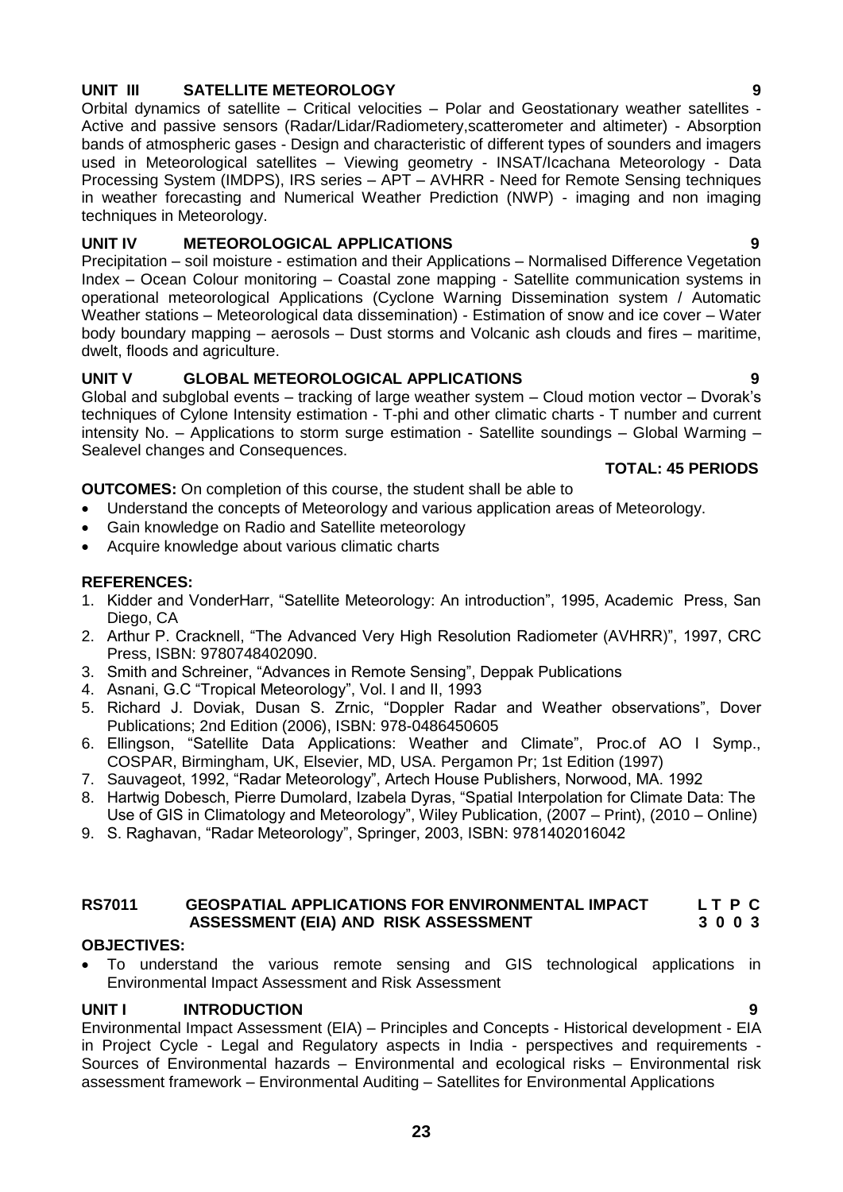**UNIT III SATELLITE METEOROLOGY 9**

Orbital dynamics of satellite – Critical velocities – Polar and Geostationary weather satellites - Active and passive sensors (Radar/Lidar/Radiometery,scatterometer and altimeter) - Absorption bands of atmospheric gases - Design and characteristic of different types of sounders and imagers used in Meteorological satellites – Viewing geometry - INSAT/Icachana Meteorology - Data Processing System (IMDPS), IRS series – APT – AVHRR - Need for Remote Sensing techniques in weather forecasting and Numerical Weather Prediction (NWP) - imaging and non imaging techniques in Meteorology.

**UNIT IV METEOROLOGICAL APPLICATIONS 9**

Precipitation – soil moisture - estimation and their Applications – Normalised Difference Vegetation Index – Ocean Colour monitoring – Coastal zone mapping - Satellite communication systems in operational meteorological Applications (Cyclone Warning Dissemination system / Automatic Weather stations – Meteorological data dissemination) - Estimation of snow and ice cover – Water body boundary mapping – aerosols – Dust storms and Volcanic ash clouds and fires – maritime, dwelt, floods and agriculture.

**UNIT V GLOBAL METEOROLOGICAL APPLICATIONS 9**

Global and subglobal events – tracking of large weather system – Cloud motion vector – Dvorak's techniques of Cylone Intensity estimation - T-phi and other climatic charts - T number and current intensity No. – Applications to storm surge estimation - Satellite soundings – Global Warming – Sealevel changes and Consequences.

**TOTAL: 45 PERIODS**

**OUTCOMES:** On completion of this course, the student shall be able to

- Understand the concepts of Meteorology and various application areas of Meteorology.
- Gain knowledge on Radio and Satellite meteorology
- Acquire knowledge about various climatic charts

**REFERENCES:**

1. Kidder and VonderHarr, "Satellite Meteorology: An introduction", 1995, Academic Press, San Diego, CA
2. Arthur P. Cracknell, "The Advanced Very High Resolution Radiometer (AVHRR)", 1997, CRC Press, ISBN: 9780748402090.
3. Smith and Schreiner, "Advances in Remote Sensing", Deppak Publications
4. Asnani, G.C "Tropical Meteorology", Vol. I and II, 1993
5. Richard J. Doviak, Dusan S. Zrnic, "Doppler Radar and Weather observations", Dover Publications; 2nd Edition (2006), ISBN: 978-0486450605
6. Ellingson, "Satellite Data Applications: Weather and Climate", Proc.of AO I Symp., COSPAR, Birmingham, UK, Elsevier, MD, USA. Pergamon Pr; 1st Edition (1997)
7. Sauvageot, 1992, "Radar Meteorology", Artech House Publishers, Norwood, MA. 1992
8. Hartwig Dobesch, Pierre Dumolard, Izabela Dyras, "Spatial Interpolation for Climate Data: The Use of GIS in Climatology and Meteorology", Wiley Publication, (2007 – Print), (2010 – Online)
9. S. Raghavan, "Radar Meteorology", Springer, 2003, ISBN: 9781402016042

## RS7011 GEOSPATIAL APPLICATIONS FOR ENVIRONMENTAL IMPACT ASSESSMENT (EIA) AND RISK ASSESSMENT

| L | T | P | C |
|---|---|---|---|
| 3 | 0 | 0 | 3 |

**OBJECTIVES:**

- To understand the various remote sensing and GIS technological applications in Environmental Impact Assessment and Risk Assessment

**UNIT I INTRODUCTION 9**

Environmental Impact Assessment (EIA) – Principles and Concepts - Historical development - EIA in Project Cycle - Legal and Regulatory aspects in India - perspectives and requirements - Sources of Environmental hazards – Environmental and ecological risks – Environmental risk assessment framework – Environmental Auditing – Satellites for Environmental Applications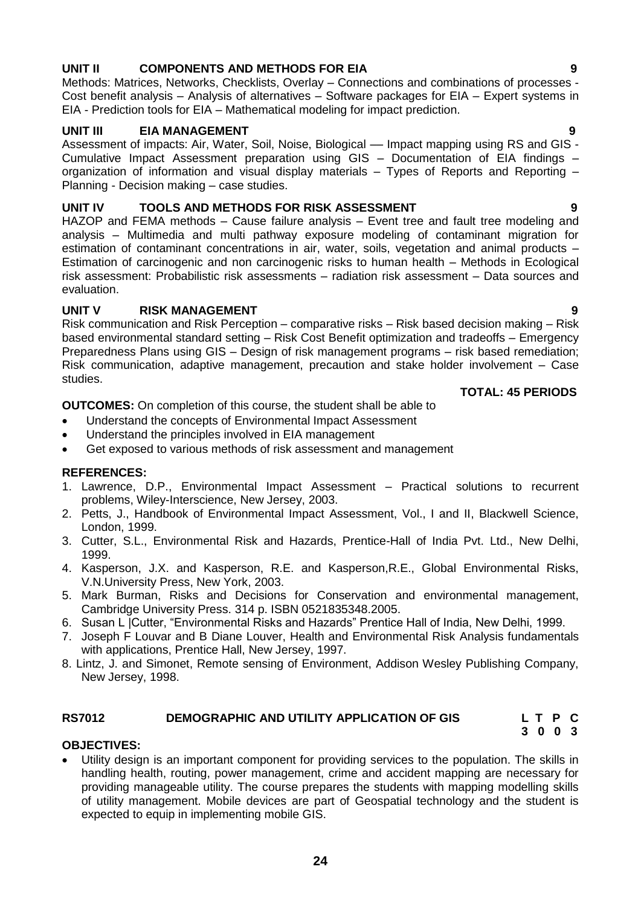**UNIT II COMPONENTS AND METHODS FOR EIA 9**

Methods: Matrices, Networks, Checklists, Overlay – Connections and combinations of processes - Cost benefit analysis – Analysis of alternatives – Software packages for EIA – Expert systems in EIA - Prediction tools for EIA – Mathematical modeling for impact prediction.

**UNIT III EIA MANAGEMENT 9**

Assessment of impacts: Air, Water, Soil, Noise, Biological –– Impact mapping using RS and GIS - Cumulative Impact Assessment preparation using GIS – Documentation of EIA findings – organization of information and visual display materials – Types of Reports and Reporting – Planning - Decision making – case studies.

**UNIT IV TOOLS AND METHODS FOR RISK ASSESSMENT 9**

HAZOP and FEMA methods – Cause failure analysis – Event tree and fault tree modeling and analysis – Multimedia and multi pathway exposure modeling of contaminant migration for estimation of contaminant concentrations in air, water, soils, vegetation and animal products – Estimation of carcinogenic and non carcinogenic risks to human health – Methods in Ecological risk assessment: Probabilistic risk assessments – radiation risk assessment – Data sources and evaluation.

**UNIT V RISK MANAGEMENT 9**

Risk communication and Risk Perception – comparative risks – Risk based decision making – Risk based environmental standard setting – Risk Cost Benefit optimization and tradeoffs – Emergency Preparedness Plans using GIS – Design of risk management programs – risk based remediation; Risk communication, adaptive management, precaution and stake holder involvement – Case studies.

**TOTAL: 45 PERIODS**

**OUTCOMES:** On completion of this course, the student shall be able to

- Understand the concepts of Environmental Impact Assessment
- Understand the principles involved in EIA management
- Get exposed to various methods of risk assessment and management

**REFERENCES:**

1. Lawrence, D.P., Environmental Impact Assessment – Practical solutions to recurrent problems, Wiley-Interscience, New Jersey, 2003.
2. Petts, J., Handbook of Environmental Impact Assessment, Vol., I and II, Blackwell Science, London, 1999.
3. Cutter, S.L., Environmental Risk and Hazards, Prentice-Hall of India Pvt. Ltd., New Delhi, 1999.
4. Kasperson, J.X. and Kasperson, R.E. and Kasperson,R.E., Global Environmental Risks, V.N.University Press, New York, 2003.
5. Mark Burman, Risks and Decisions for Conservation and environmental management, Cambridge University Press. 314 p. ISBN 0521835348.2005.
6. Susan L |Cutter, "Environmental Risks and Hazards" Prentice Hall of India, New Delhi, 1999.
7. Joseph F Louvar and B Diane Louver, Health and Environmental Risk Analysis fundamentals with applications, Prentice Hall, New Jersey, 1997.
8. Lintz, J. and Simonet, Remote sensing of Environment, Addison Wesley Publishing Company, New Jersey, 1998.

## RS7012 DEMOGRAPHIC AND UTILITY APPLICATION OF GIS

| L | T | P | C |
|---|---|---|---|
| 3 | 0 | 0 | 3 |

**OBJECTIVES:**

- Utility design is an important component for providing services to the population. The skills in handling health, routing, power management, crime and accident mapping are necessary for providing manageable utility. The course prepares the students with mapping modelling skills of utility management. Mobile devices are part of Geospatial technology and the student is expected to equip in implementing mobile GIS.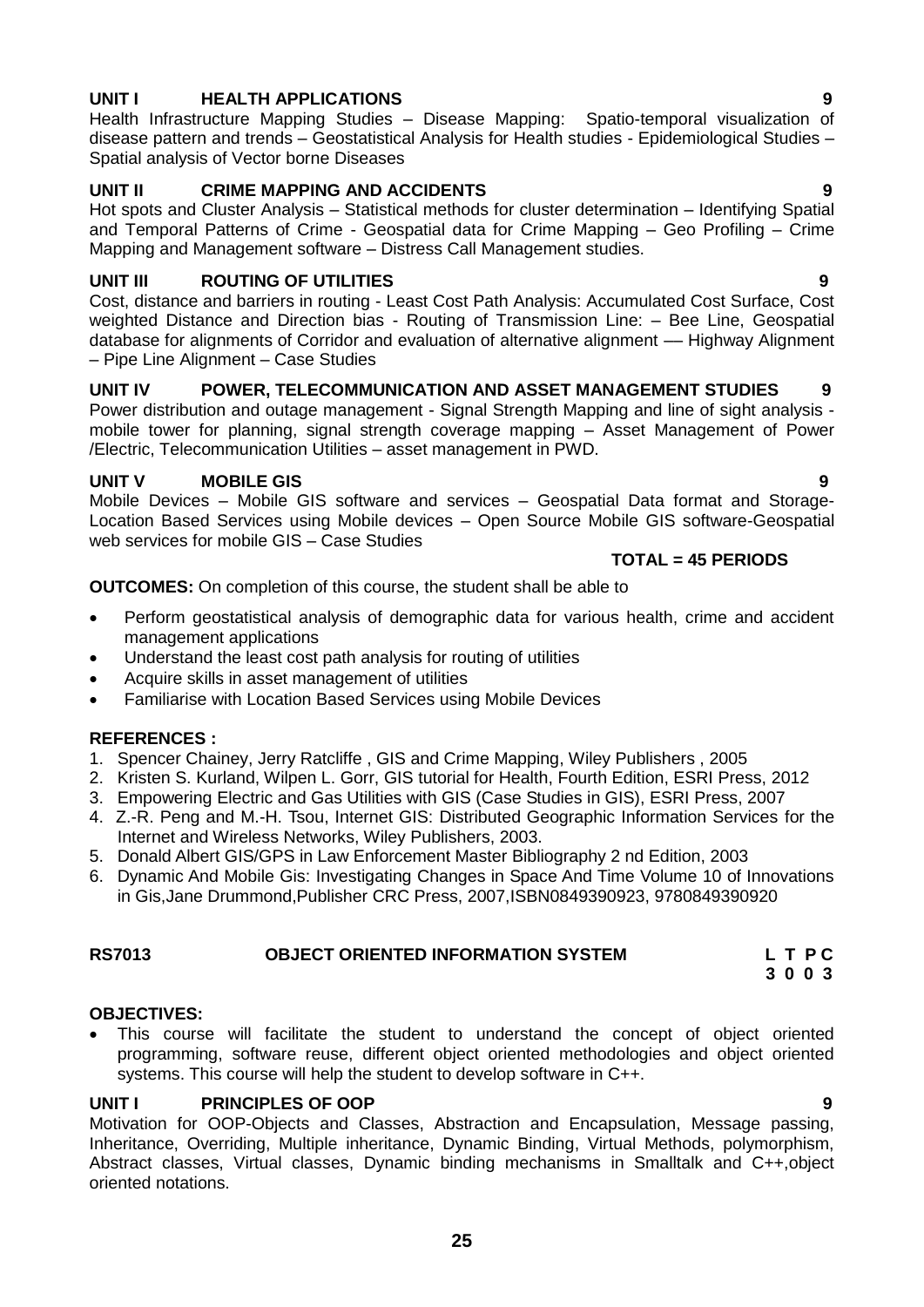**UNIT I HEALTH APPLICATIONS 9**

Health Infrastructure Mapping Studies – Disease Mapping: Spatio-temporal visualization of disease pattern and trends – Geostatistical Analysis for Health studies - Epidemiological Studies – Spatial analysis of Vector borne Diseases

**UNIT II CRIME MAPPING AND ACCIDENTS 9**

Hot spots and Cluster Analysis – Statistical methods for cluster determination – Identifying Spatial and Temporal Patterns of Crime - Geospatial data for Crime Mapping – Geo Profiling – Crime Mapping and Management software – Distress Call Management studies.

**UNIT III ROUTING OF UTILITIES 9**

Cost, distance and barriers in routing - Least Cost Path Analysis: Accumulated Cost Surface, Cost weighted Distance and Direction bias - Routing of Transmission Line: – Bee Line, Geospatial database for alignments of Corridor and evaluation of alternative alignment –– Highway Alignment – Pipe Line Alignment – Case Studies

**UNIT IV POWER, TELECOMMUNICATION AND ASSET MANAGEMENT STUDIES 9**

Power distribution and outage management - Signal Strength Mapping and line of sight analysis - mobile tower for planning, signal strength coverage mapping – Asset Management of Power /Electric, Telecommunication Utilities – asset management in PWD.

**UNIT V MOBILE GIS 9**

Mobile Devices – Mobile GIS software and services – Geospatial Data format and Storage-Location Based Services using Mobile devices – Open Source Mobile GIS software-Geospatial web services for mobile GIS – Case Studies

**TOTAL = 45 PERIODS**

**OUTCOMES:** On completion of this course, the student shall be able to

- Perform geostatistical analysis of demographic data for various health, crime and accident management applications
- Understand the least cost path analysis for routing of utilities
- Acquire skills in asset management of utilities
- Familiarise with Location Based Services using Mobile Devices

**REFERENCES :**

1. Spencer Chainey, Jerry Ratcliffe , GIS and Crime Mapping, Wiley Publishers , 2005
2. Kristen S. Kurland, Wilpen L. Gorr, GIS tutorial for Health, Fourth Edition, ESRI Press, 2012
3. Empowering Electric and Gas Utilities with GIS (Case Studies in GIS), ESRI Press, 2007
4. Z.-R. Peng and M.-H. Tsou, Internet GIS: Distributed Geographic Information Services for the Internet and Wireless Networks, Wiley Publishers, 2003.
5. Donald Albert GIS/GPS in Law Enforcement Master Bibliography 2 nd Edition, 2003
6. Dynamic And Mobile Gis: Investigating Changes in Space And Time Volume 10 of Innovations in Gis,Jane Drummond,Publisher CRC Press, 2007,ISBN0849390923, 9780849390920

## RS7013 OBJECT ORIENTED INFORMATION SYSTEM

| L | T | P | C |
|---|---|---|---|
| 3 | 0 | 0 | 3 |

**OBJECTIVES:**

- This course will facilitate the student to understand the concept of object oriented programming, software reuse, different object oriented methodologies and object oriented systems. This course will help the student to develop software in C++.

**UNIT I PRINCIPLES OF OOP 9**

Motivation for OOP-Objects and Classes, Abstraction and Encapsulation, Message passing, Inheritance, Overriding, Multiple inheritance, Dynamic Binding, Virtual Methods, polymorphism, Abstract classes, Virtual classes, Dynamic binding mechanisms in Smalltalk and C++,object oriented notations.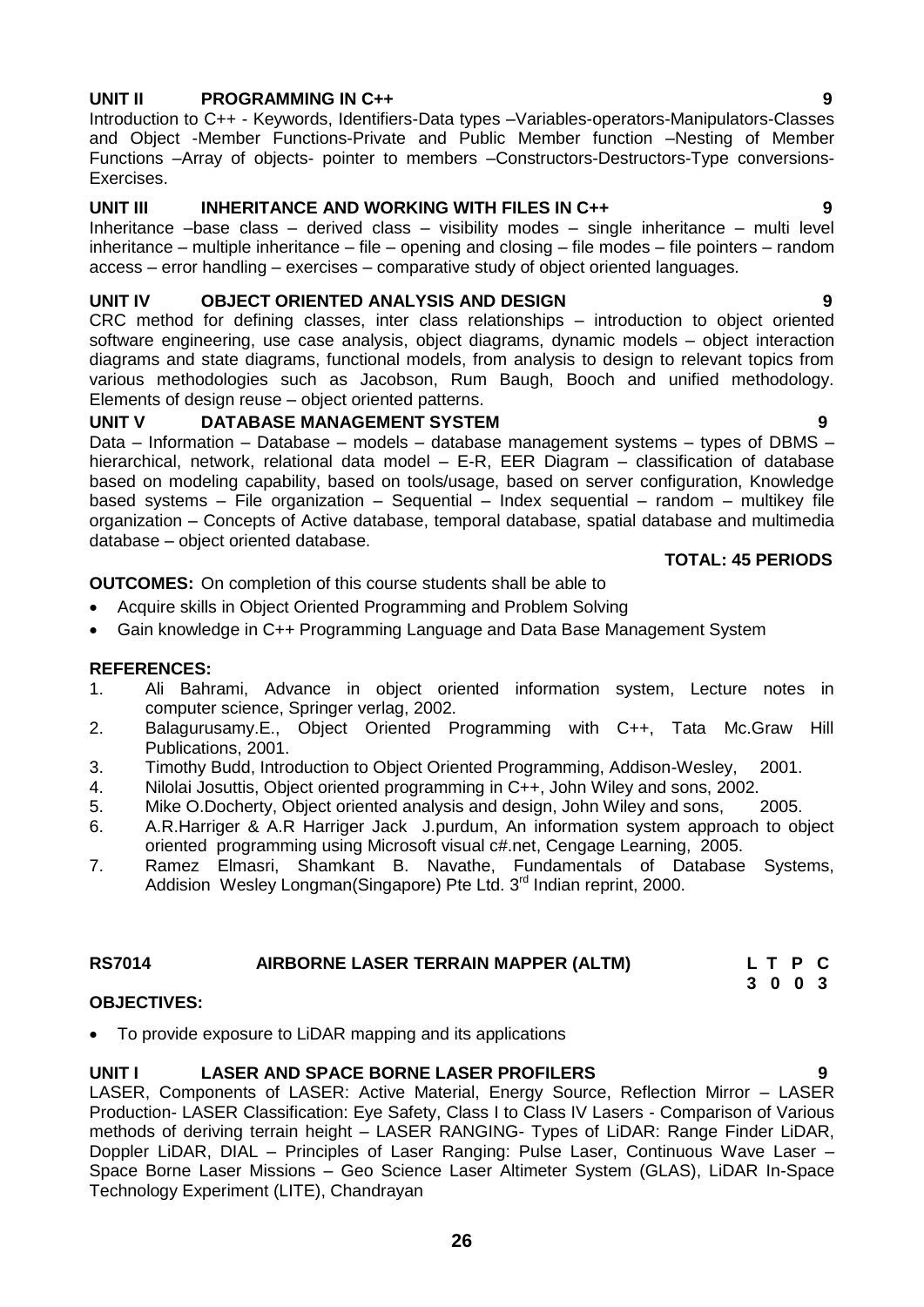**UNIT II PROGRAMMING IN C++ 9**

Introduction to C++ - Keywords, Identifiers-Data types –Variables-operators-Manipulators-Classes and Object -Member Functions-Private and Public Member function –Nesting of Member Functions –Array of objects- pointer to members –Constructors-Destructors-Type conversions-Exercises.

**UNIT III INHERITANCE AND WORKING WITH FILES IN C++ 9**

Inheritance –base class – derived class – visibility modes – single inheritance – multi level inheritance – multiple inheritance – file – opening and closing – file modes – file pointers – random access – error handling – exercises – comparative study of object oriented languages.

**UNIT IV OBJECT ORIENTED ANALYSIS AND DESIGN 9**

CRC method for defining classes, inter class relationships – introduction to object oriented software engineering, use case analysis, object diagrams, dynamic models – object interaction diagrams and state diagrams, functional models, from analysis to design to relevant topics from various methodologies such as Jacobson, Rum Baugh, Booch and unified methodology. Elements of design reuse – object oriented patterns.

**UNIT V DATABASE MANAGEMENT SYSTEM 9**

Data – Information – Database – models – database management systems – types of DBMS – hierarchical, network, relational data model – E-R, EER Diagram – classification of database based on modeling capability, based on tools/usage, based on server configuration, Knowledge based systems – File organization – Sequential – Index sequential – random – multikey file organization – Concepts of Active database, temporal database, spatial database and multimedia database – object oriented database.

**TOTAL: 45 PERIODS**

**OUTCOMES:** On completion of this course students shall be able to

- Acquire skills in Object Oriented Programming and Problem Solving
- Gain knowledge in C++ Programming Language and Data Base Management System

**REFERENCES:**

1. Ali Bahrami, Advance in object oriented information system, Lecture notes in computer science, Springer verlag, 2002.
2. Balagurusamy.E., Object Oriented Programming with C++, Tata Mc.Graw Hill Publications, 2001.
3. Timothy Budd, Introduction to Object Oriented Programming, Addison-Wesley, 2001.
4. Nilolai Josuttis, Object oriented programming in C++, John Wiley and sons, 2002.
5. Mike O.Docherty, Object oriented analysis and design, John Wiley and sons, 2005.
6. A.R.Harriger & A.R Harriger Jack J.purdum, An information system approach to object oriented programming using Microsoft visual c#.net, Cengage Learning, 2005.
7. Ramez Elmasri, Shamkant B. Navathe, Fundamentals of Database Systems, Addision Wesley Longman(Singapore) Pte Ltd. 3rd Indian reprint, 2000.

**RS7014 AIRBORNE LASER TERRAIN MAPPER (ALTM)**

| L | T | P | C |
|---|---|---|---|
| 3 | 0 | 0 | 3 |

**OBJECTIVES:**

- To provide exposure to LiDAR mapping and its applications

**UNIT I LASER AND SPACE BORNE LASER PROFILERS 9**

LASER, Components of LASER: Active Material, Energy Source, Reflection Mirror – LASER Production- LASER Classification: Eye Safety, Class I to Class IV Lasers - Comparison of Various methods of deriving terrain height – LASER RANGING- Types of LiDAR: Range Finder LiDAR, Doppler LiDAR, DIAL – Principles of Laser Ranging: Pulse Laser, Continuous Wave Laser – Space Borne Laser Missions – Geo Science Laser Altimeter System (GLAS), LiDAR In-Space Technology Experiment (LITE), Chandrayan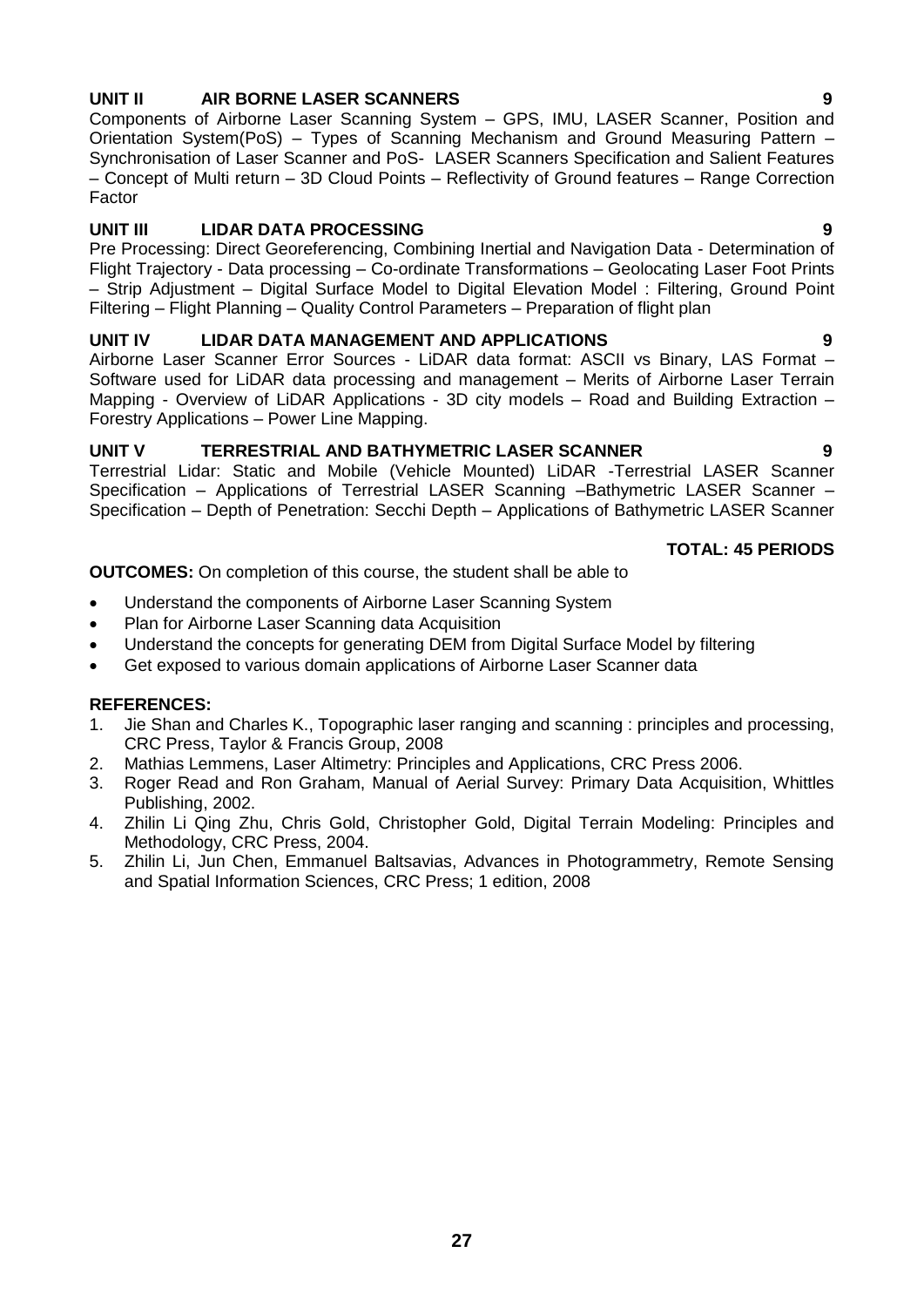**UNIT II AIR BORNE LASER SCANNERS 9**

Components of Airborne Laser Scanning System – GPS, IMU, LASER Scanner, Position and Orientation System(PoS) – Types of Scanning Mechanism and Ground Measuring Pattern – Synchronisation of Laser Scanner and PoS- LASER Scanners Specification and Salient Features – Concept of Multi return – 3D Cloud Points – Reflectivity of Ground features – Range Correction Factor

**UNIT III LIDAR DATA PROCESSING 9**

Pre Processing: Direct Georeferencing, Combining Inertial and Navigation Data - Determination of Flight Trajectory - Data processing – Co-ordinate Transformations – Geolocating Laser Foot Prints – Strip Adjustment – Digital Surface Model to Digital Elevation Model : Filtering, Ground Point Filtering – Flight Planning – Quality Control Parameters – Preparation of flight plan

**UNIT IV LIDAR DATA MANAGEMENT AND APPLICATIONS 9**

Airborne Laser Scanner Error Sources - LiDAR data format: ASCII vs Binary, LAS Format – Software used for LiDAR data processing and management – Merits of Airborne Laser Terrain Mapping - Overview of LiDAR Applications - 3D city models – Road and Building Extraction – Forestry Applications – Power Line Mapping.

**UNIT V TERRESTRIAL AND BATHYMETRIC LASER SCANNER 9**

Terrestrial Lidar: Static and Mobile (Vehicle Mounted) LiDAR -Terrestrial LASER Scanner Specification – Applications of Terrestrial LASER Scanning –Bathymetric LASER Scanner – Specification – Depth of Penetration: Secchi Depth – Applications of Bathymetric LASER Scanner

**TOTAL: 45 PERIODS**

**OUTCOMES:** On completion of this course, the student shall be able to

- Understand the components of Airborne Laser Scanning System
- Plan for Airborne Laser Scanning data Acquisition
- Understand the concepts for generating DEM from Digital Surface Model by filtering
- Get exposed to various domain applications of Airborne Laser Scanner data

**REFERENCES:**

1. Jie Shan and Charles K., Topographic laser ranging and scanning : principles and processing, CRC Press, Taylor & Francis Group, 2008
2. Mathias Lemmens, Laser Altimetry: Principles and Applications, CRC Press 2006.
3. Roger Read and Ron Graham, Manual of Aerial Survey: Primary Data Acquisition, Whittles Publishing, 2002.
4. Zhilin Li Qing Zhu, Chris Gold, Christopher Gold, Digital Terrain Modeling: Principles and Methodology, CRC Press, 2004.
5. Zhilin Li, Jun Chen, Emmanuel Baltsavias, Advances in Photogrammetry, Remote Sensing and Spatial Information Sciences, CRC Press; 1 edition, 2008